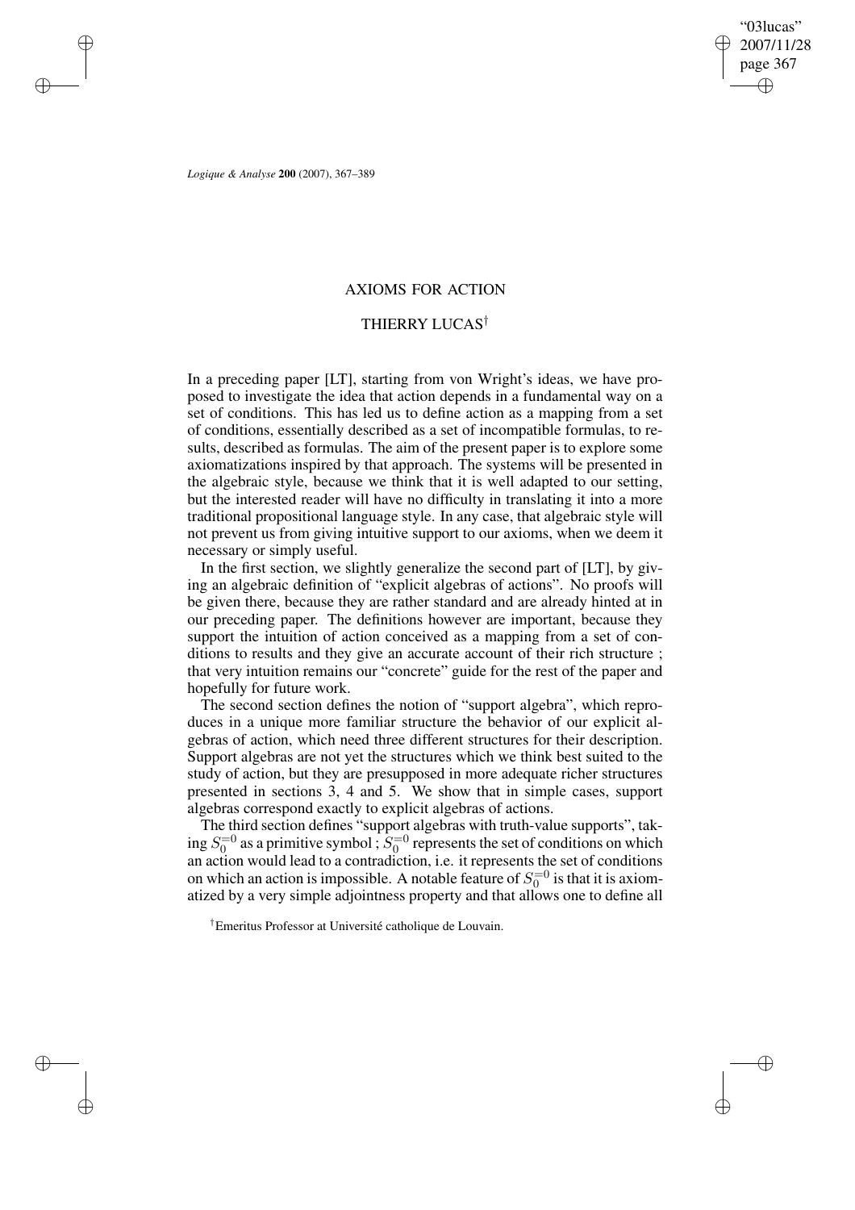# AXIOMS FOR ACTION

## THIERRY LUCAS[†]

In a preceding paper [LT], starting from von Wright's ideas, we have proposed to investigate the idea that action depends in a fundamental way on a set of conditions. This has led us to define action as a mapping from a set of conditions, essentially described as a set of incompatible formulas, to results, described as formulas. The aim of the present paper is to explore some axiomatizations inspired by that approach. The systems will be presented in the algebraic style, because we think that it is well adapted to our setting, but the interested reader will have no difficulty in translating it into a more traditional propositional language style. In any case, that algebraic style will not prevent us from giving intuitive support to our axioms, when we deem it necessary or simply useful.

In the first section, we slightly generalize the second part of [LT], by giving an algebraic definition of "explicit algebras of actions". No proofs will be given there, because they are rather standard and are already hinted at in our preceding paper. The definitions however are important, because they support the intuition of action conceived as a mapping from a set of conditions to results and they give an accurate account of their rich structure ; that very intuition remains our "concrete" guide for the rest of the paper and hopefully for future work.

The second section defines the notion of "support algebra", which reproduces in a unique more familiar structure the behavior of our explicit algebras of action, which need three different structures for their description. Support algebras are not yet the structures which we think best suited to the study of action, but they are presupposed in more adequate richer structures presented in sections 3, 4 and 5. We show that in simple cases, support algebras correspond exactly to explicit algebras of actions.

The third section defines "support algebras with truth-value supports", taking $S_0^{=0}$ as a primitive symbol ; $S_0^{=0}$ represents the set of conditions on which an action would lead to a contradiction, i.e. it represents the set of conditions on which an action is impossible. A notable feature of $S_0^{=0}$ is that it is axiomatized by a very simple adjointness property and that allows one to define all

[†]Emeritus Professor at Université catholique de Louvain.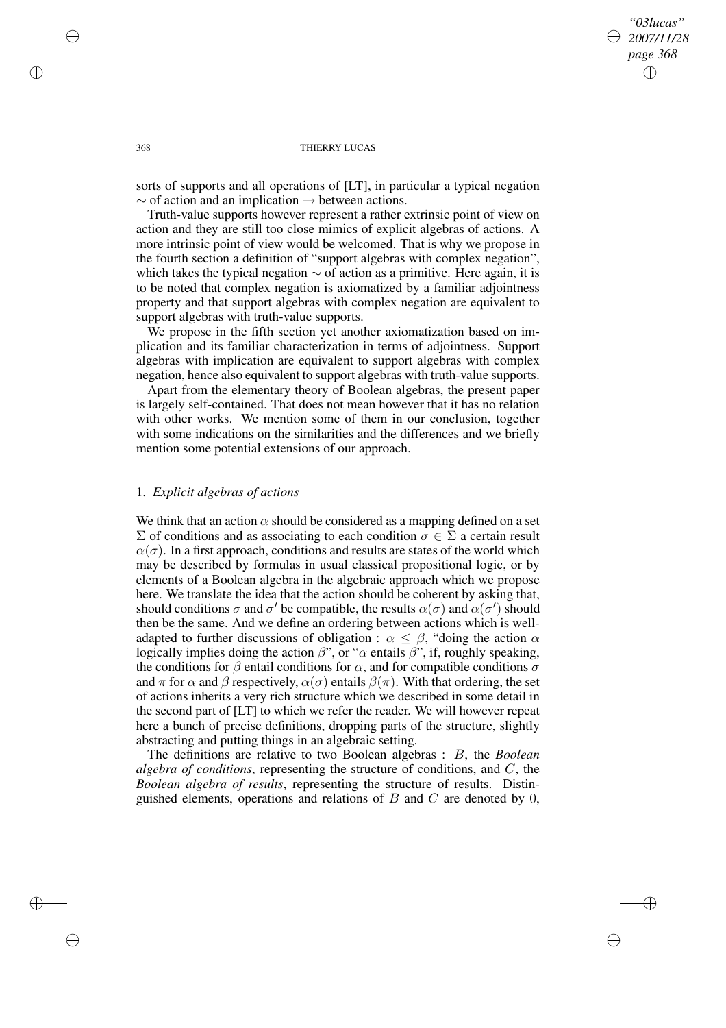sorts of supports and all operations of [LT], in particular a typical negation $\sim$ of action and an implication $\rightarrow$ between actions.

Truth-value supports however represent a rather extrinsic point of view on action and they are still too close mimics of explicit algebras of actions. A more intrinsic point of view would be welcomed. That is why we propose in the fourth section a definition of "support algebras with complex negation", which takes the typical negation $\sim$ of action as a primitive. Here again, it is to be noted that complex negation is axiomatized by a familiar adjointness property and that support algebras with complex negation are equivalent to support algebras with truth-value supports.

We propose in the fifth section yet another axiomatization based on implication and its familiar characterization in terms of adjointness. Support algebras with implication are equivalent to support algebras with complex negation, hence also equivalent to support algebras with truth-value supports.

Apart from the elementary theory of Boolean algebras, the present paper is largely self-contained. That does not mean however that it has no relation with other works. We mention some of them in our conclusion, together with some indications on the similarities and the differences and we briefly mention some potential extensions of our approach.

## 1. *Explicit algebras of actions*

We think that an action $\alpha$ should be considered as a mapping defined on a set $\Sigma$ of conditions and as associating to each condition $\sigma \in \Sigma$ a certain result $\alpha(\sigma)$. In a first approach, conditions and results are states of the world which may be described by formulas in usual classical propositional logic, or by elements of a Boolean algebra in the algebraic approach which we propose here. We translate the idea that the action should be coherent by asking that, should conditions $\sigma$ and $\sigma'$ be compatible, the results $\alpha(\sigma)$ and $\alpha(\sigma')$ should then be the same. And we define an ordering between actions which is well-adapted to further discussions of obligation : $\alpha \leq \beta$, "doing the action $\alpha$ logically implies doing the action $\beta$", or "$\alpha$ entails $\beta$", if, roughly speaking, the conditions for $\beta$ entail conditions for $\alpha$, and for compatible conditions $\sigma$ and $\pi$ for $\alpha$ and $\beta$ respectively, $\alpha(\sigma)$ entails $\beta(\pi)$. With that ordering, the set of actions inherits a very rich structure which we described in some detail in the second part of [LT] to which we refer the reader. We will however repeat here a bunch of precise definitions, dropping parts of the structure, slightly abstracting and putting things in an algebraic setting.

The definitions are relative to two Boolean algebras : $B$, the *Boolean algebra of conditions*, representing the structure of conditions, and $C$, the *Boolean algebra of results*, representing the structure of results. Distinguished elements, operations and relations of $B$ and $C$ are denoted by $0$,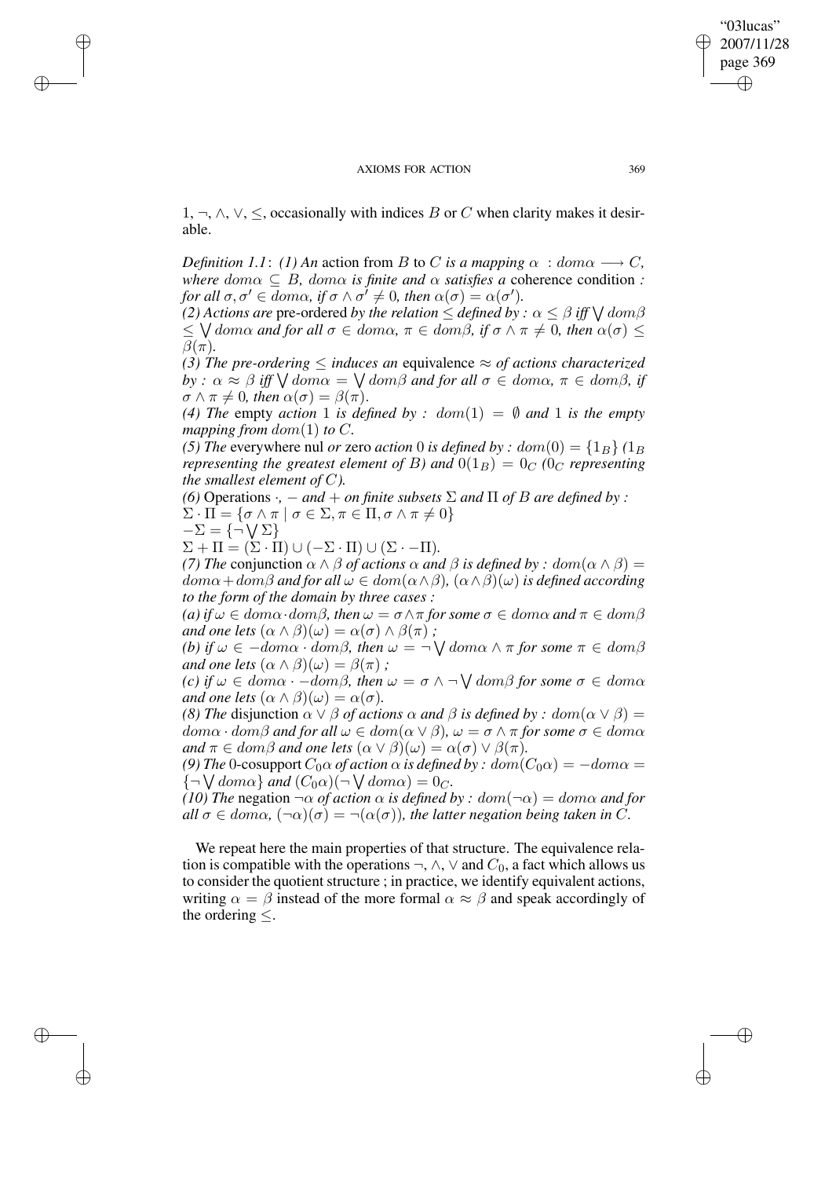$1, \neg, \wedge, \vee, \leq$, occasionally with indices $B$ or $C$ when clarity makes it desirable.

*Definition 1.1*: *(1) An* action from $B$ to $C$ *is a mapping* $\alpha : dom\alpha \longrightarrow C$, *where* $dom\alpha \subseteq B$, $dom\alpha$ *is finite and* $\alpha$ *satisfies a* coherence condition *: for all* $\sigma, \sigma' \in dom\alpha$, *if* $\sigma \wedge \sigma' \neq 0$, *then* $\alpha(\sigma) = \alpha(\sigma')$.

*(2) Actions are* pre-ordered *by the relation* $\leq$ *defined by :* $\alpha \leq \beta$ *iff* $\bigvee dom\beta \leq \bigvee dom\alpha$ *and for all* $\sigma \in dom\alpha$, $\pi \in dom\beta$, *if* $\sigma \wedge \pi \neq 0$, *then* $\alpha(\sigma) \leq \beta(\pi)$.

*(3) The pre-ordering* $\leq$ *induces an* equivalence $\approx$ *of actions characterized by :* $\alpha \approx \beta$ *iff* $\bigvee dom\alpha = \bigvee dom\beta$ *and for all* $\sigma \in dom\alpha$, $\pi \in dom\beta$, *if* $\sigma \wedge \pi \neq 0$, *then* $\alpha(\sigma) = \beta(\pi)$.

*(4) The* empty *action* $1$ *is defined by :* $dom(1) = \emptyset$ *and* $1$ *is the empty mapping from* $dom(1)$ *to* $C$.

*(5) The* everywhere nul *or* zero *action* $0$ *is defined by :* $dom(0) = \{1_B\}$ *(*$1_B$ *representing the greatest element of* $B$*) and* $0(1_B) = 0_C$ *(*$0_C$ *representing the smallest element of* $C$*).*

*(6)* Operations $\cdot$, $-$ *and* $+$ *on finite subsets* $\Sigma$ *and* $\Pi$ *of* $B$ *are defined by :*
$\Sigma \cdot \Pi = \{\sigma \wedge \pi \mid \sigma \in \Sigma, \pi \in \Pi, \sigma \wedge \pi \neq 0\}$
$-\Sigma = \{\neg \bigvee \Sigma\}$
$\Sigma + \Pi = (\Sigma \cdot \Pi) \cup (-\Sigma \cdot \Pi) \cup (\Sigma \cdot -\Pi)$.

*(7) The* conjunction $\alpha \wedge \beta$ *of actions* $\alpha$ *and* $\beta$ *is defined by :* $dom(\alpha \wedge \beta) = dom\alpha + dom\beta$ *and for all* $\omega \in dom(\alpha \wedge \beta)$, $(\alpha \wedge \beta)(\omega)$ *is defined according to the form of the domain by three cases :*

*(a) if* $\omega \in dom\alpha \cdot dom\beta$, *then* $\omega = \sigma \wedge \pi$ *for some* $\sigma \in dom\alpha$ *and* $\pi \in dom\beta$ *and one lets* $(\alpha \wedge \beta)(\omega) = \alpha(\sigma) \wedge \beta(\pi)$ *;*

*(b) if* $\omega \in -dom\alpha \cdot dom\beta$, *then* $\omega = \neg \bigvee dom\alpha \wedge \pi$ *for some* $\pi \in dom\beta$ *and one lets* $(\alpha \wedge \beta)(\omega) = \beta(\pi)$ *;*

*(c) if* $\omega \in dom\alpha \cdot -dom\beta$, *then* $\omega = \sigma \wedge \neg \bigvee dom\beta$ *for some* $\sigma \in dom\alpha$ *and one lets* $(\alpha \wedge \beta)(\omega) = \alpha(\sigma)$.

*(8) The* disjunction $\alpha \vee \beta$ *of actions* $\alpha$ *and* $\beta$ *is defined by :* $dom(\alpha \vee \beta) = dom\alpha \cdot dom\beta$ *and for all* $\omega \in dom(\alpha \vee \beta)$, $\omega = \sigma \wedge \pi$ *for some* $\sigma \in dom\alpha$ *and* $\pi \in dom\beta$ *and one lets* $(\alpha \vee \beta)(\omega) = \alpha(\sigma) \vee \beta(\pi)$.

*(9) The* 0-cosupport $C_0\alpha$ *of action* $\alpha$ *is defined by :* $dom(C_0\alpha) = -dom\alpha = \{\neg \bigvee dom\alpha\}$ *and* $(C_0\alpha)(\neg \bigvee dom\alpha) = 0_C$.

*(10) The* negation $\neg\alpha$ *of action* $\alpha$ *is defined by :* $dom(\neg\alpha) = dom\alpha$ *and for all* $\sigma \in dom\alpha$, $(\neg\alpha)(\sigma) = \neg(\alpha(\sigma))$, *the latter negation being taken in* $C$.

We repeat here the main properties of that structure. The equivalence relation is compatible with the operations $\neg$, $\wedge$, $\vee$ and $C_0$, a fact which allows us to consider the quotient structure ; in practice, we identify equivalent actions, writing $\alpha = \beta$ instead of the more formal $\alpha \approx \beta$ and speak accordingly of the ordering $\leq$.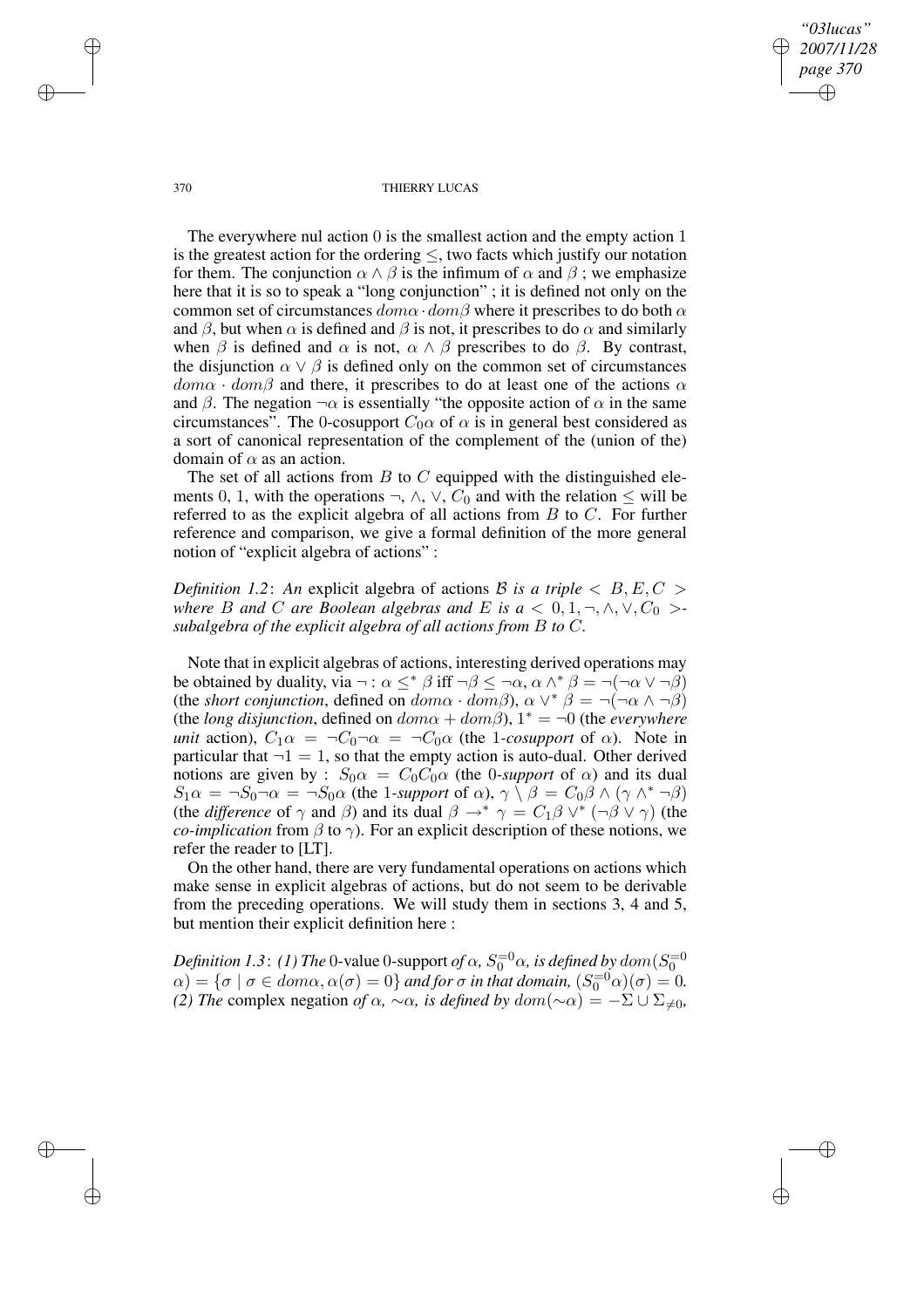The everywhere nul action 0 is the smallest action and the empty action 1 is the greatest action for the ordering $\leq$, two facts which justify our notation for them. The conjunction $\alpha \wedge \beta$ is the infimum of $\alpha$ and $\beta$ ; we emphasize here that it is so to speak a "long conjunction" ; it is defined not only on the common set of circumstances $dom\alpha \cdot dom\beta$ where it prescribes to do both $\alpha$ and $\beta$, but when $\alpha$ is defined and $\beta$ is not, it prescribes to do $\alpha$ and similarly when $\beta$ is defined and $\alpha$ is not, $\alpha \wedge \beta$ prescribes to do $\beta$. By contrast, the disjunction $\alpha \vee \beta$ is defined only on the common set of circumstances $dom\alpha \cdot dom\beta$ and there, it prescribes to do at least one of the actions $\alpha$ and $\beta$. The negation $\neg\alpha$ is essentially "the opposite action of $\alpha$ in the same circumstances". The 0-cosupport $C_0\alpha$ of $\alpha$ is in general best considered as a sort of canonical representation of the complement of the (union of the) domain of $\alpha$ as an action.

The set of all actions from $B$ to $C$ equipped with the distinguished elements 0, 1, with the operations $\neg$, $\wedge$, $\vee$, $C_0$ and with the relation $\leq$ will be referred to as the explicit algebra of all actions from $B$ to $C$. For further reference and comparison, we give a formal definition of the more general notion of "explicit algebra of actions" :

*Definition 1.2*: *An* explicit algebra of actions $\mathcal{B}$ *is a triple* $< B, E, C >$ *where* $B$ *and* $C$ *are Boolean algebras and* $E$ *is a* $< 0, 1, \neg, \wedge, \vee, C_0 >$*-subalgebra of the explicit algebra of all actions from* $B$ *to* $C$*.*

Note that in explicit algebras of actions, interesting derived operations may be obtained by duality, via $\neg$ : $\alpha \leq^* \beta$ iff $\neg\beta \leq \neg\alpha$, $\alpha \wedge^* \beta = \neg(\neg\alpha \vee \neg\beta)$ (the *short conjunction*, defined on $dom\alpha \cdot dom\beta$), $\alpha \vee^* \beta = \neg(\neg\alpha \wedge \neg\beta)$ (the *long disjunction*, defined on $dom\alpha + dom\beta$), $1^* = \neg 0$ (the *everywhere unit* action), $C_1\alpha = \neg C_0\neg\alpha = \neg C_0\alpha$ (the 1*-cosupport* of $\alpha$). Note in particular that $\neg 1 = 1$, so that the empty action is auto-dual. Other derived notions are given by : $S_0\alpha = C_0C_0\alpha$ (the 0*-support* of $\alpha$) and its dual $S_1\alpha = \neg S_0\neg\alpha = \neg S_0\alpha$ (the 1*-support* of $\alpha$), $\gamma \setminus \beta = C_0\beta \wedge (\gamma \wedge^* \neg\beta)$ (the *difference* of $\gamma$ and $\beta$) and its dual $\beta \rightarrow^* \gamma = C_1\beta \vee^* (\neg\beta \vee \gamma)$ (the *co-implication* from $\beta$ to $\gamma$). For an explicit description of these notions, we refer the reader to [LT].

On the other hand, there are very fundamental operations on actions which make sense in explicit algebras of actions, but do not seem to be derivable from the preceding operations. We will study them in sections 3, 4 and 5, but mention their explicit definition here :

*Definition 1.3*: *(1) The* 0-value 0-support *of* $\alpha$, $S_0^{=0}\alpha$, *is defined by* $dom(S_0^{=0}\alpha) = \{\sigma \mid \sigma \in dom\alpha, \alpha(\sigma) = 0\}$ *and for* $\sigma$ *in that domain,* $(S_0^{=0}\alpha)(\sigma) = 0$*.* *(2) The* complex negation *of* $\alpha$, $\sim\!\alpha$, *is defined by* $dom(\sim\!\alpha) = -\Sigma \cup \Sigma_{\neq 0}$,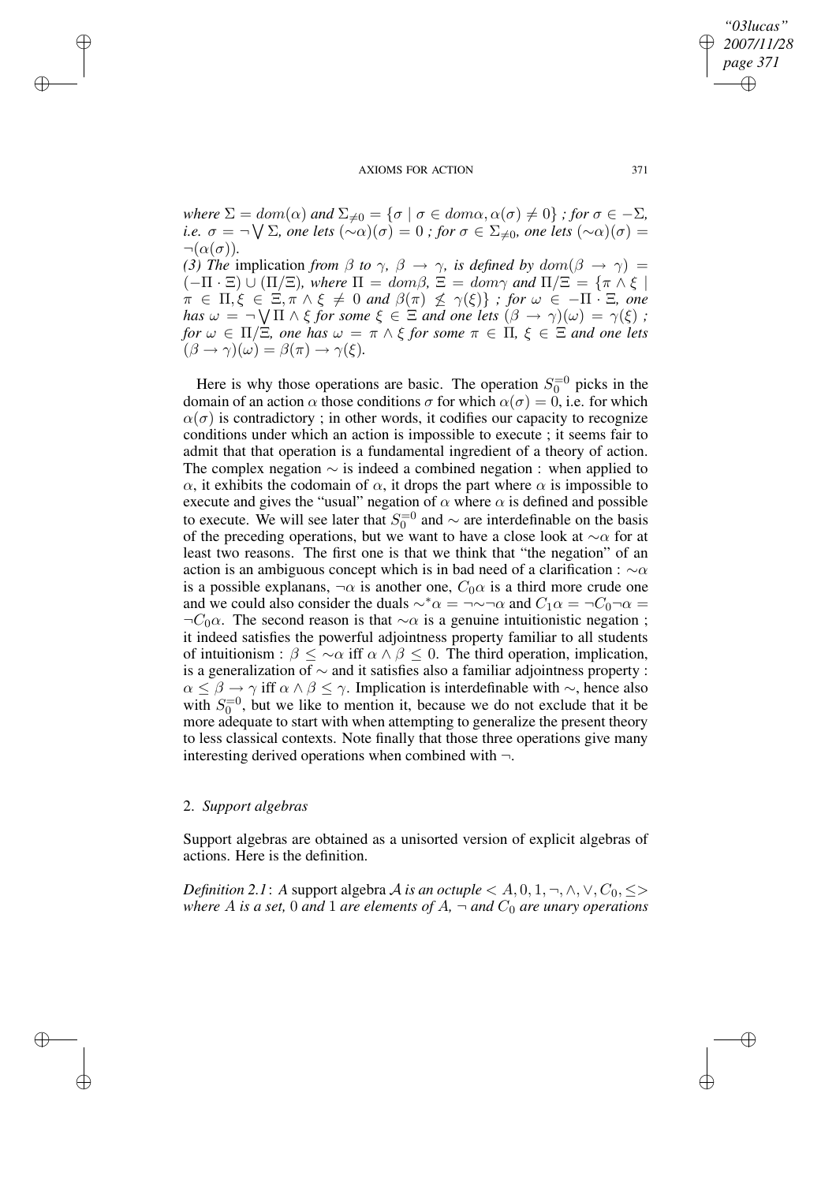*where* $\Sigma = dom(\alpha)$ *and* $\Sigma_{\neq 0} = \{\sigma \mid \sigma \in dom\alpha, \alpha(\sigma) \neq 0\}$ *; for* $\sigma \in -\Sigma$*, i.e.* $\sigma = \neg \bigvee \Sigma$*, one lets* $(\sim\alpha)(\sigma) = 0$ *; for* $\sigma \in \Sigma_{\neq 0}$*, one lets* $(\sim\alpha)(\sigma) = \neg(\alpha(\sigma))$.

*(3) The* implication *from* $\beta$ *to* $\gamma$*,* $\beta \rightarrow \gamma$*, is defined by* $dom(\beta \rightarrow \gamma) = (-\Pi \cdot \Xi) \cup (\Pi/\Xi)$*, where* $\Pi = dom\beta$*,* $\Xi = dom\gamma$ *and* $\Pi/\Xi = \{\pi \wedge \xi \mid \pi \in \Pi, \xi \in \Xi, \pi \wedge \xi \neq 0$ *and* $\beta(\pi) \not\leq \gamma(\xi)\}$ *; for* $\omega \in -\Pi \cdot \Xi$*, one has* $\omega = \neg \bigvee \Pi \wedge \xi$ *for some* $\xi \in \Xi$ *and one lets* $(\beta \rightarrow \gamma)(\omega) = \gamma(\xi)$ *; for* $\omega \in \Pi/\Xi$*, one has* $\omega = \pi \wedge \xi$ *for some* $\pi \in \Pi$*,* $\xi \in \Xi$ *and one lets* $(\beta \rightarrow \gamma)(\omega) = \beta(\pi) \rightarrow \gamma(\xi)$.

Here is why those operations are basic. The operation $S_0^{=0}$ picks in the domain of an action $\alpha$ those conditions $\sigma$ for which $\alpha(\sigma) = 0$, i.e. for which $\alpha(\sigma)$ is contradictory ; in other words, it codifies our capacity to recognize conditions under which an action is impossible to execute ; it seems fair to admit that that operation is a fundamental ingredient of a theory of action. The complex negation $\sim$ is indeed a combined negation : when applied to $\alpha$, it exhibits the codomain of $\alpha$, it drops the part where $\alpha$ is impossible to execute and gives the "usual" negation of $\alpha$ where $\alpha$ is defined and possible to execute. We will see later that $S_0^{=0}$ and $\sim$ are interdefinable on the basis of the preceding operations, but we want to have a close look at $\sim\alpha$ for at least two reasons. The first one is that we think that "the negation" of an action is an ambiguous concept which is in bad need of a clarification : $\sim\alpha$ is a possible explanans, $\neg\alpha$ is another one, $C_0\alpha$ is a third more crude one and we could also consider the duals $\sim^*\alpha = \neg\sim\neg\alpha$ and $C_1\alpha = \neg C_0\neg\alpha = \neg C_0\alpha$. The second reason is that $\sim\alpha$ is a genuine intuitionistic negation ; it indeed satisfies the powerful adjointness property familiar to all students of intuitionism : $\beta \leq \sim\alpha$ iff $\alpha \wedge \beta \leq 0$. The third operation, implication, is a generalization of $\sim$ and it satisfies also a familiar adjointness property : $\alpha \leq \beta \rightarrow \gamma$ iff $\alpha \wedge \beta \leq \gamma$. Implication is interdefinable with $\sim$, hence also with $S_0^{=0}$, but we like to mention it, because we do not exclude that it be more adequate to start with when attempting to generalize the present theory to less classical contexts. Note finally that those three operations give many interesting derived operations when combined with $\neg$.

## 2. *Support algebras*

Support algebras are obtained as a unisorted version of explicit algebras of actions. Here is the definition.

*Definition 2.1*: *A* support algebra $\mathcal{A}$ *is an octuple* $< A, 0, 1, \neg, \wedge, \vee, C_0, \leq >$ *where* $A$ *is a set,* $0$ *and* $1$ *are elements of* $A$*,* $\neg$ *and* $C_0$ *are unary operations*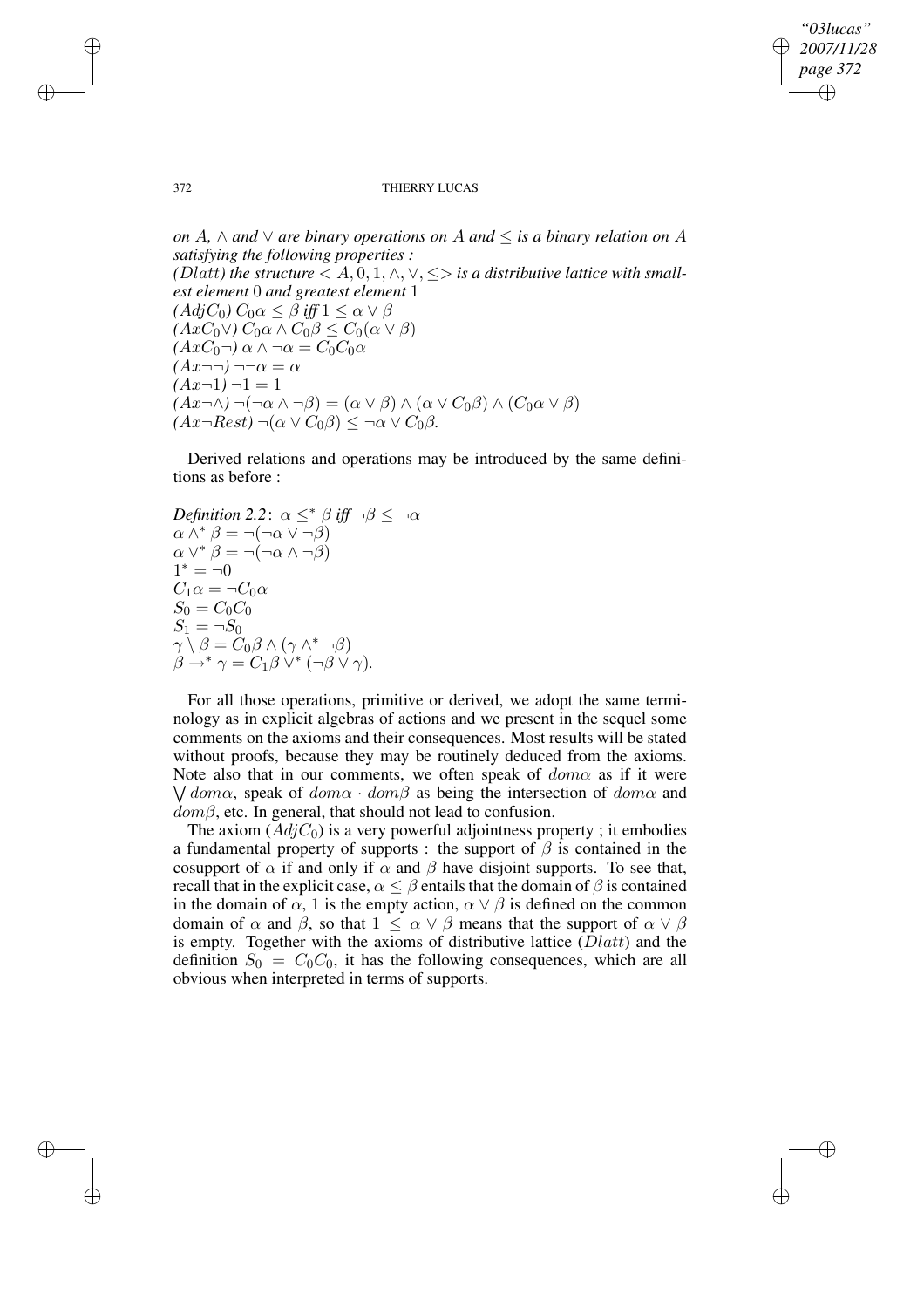*on* $A$, $\wedge$ *and* $\vee$ *are binary operations on* $A$ *and* $\leq$ *is a binary relation on* $A$ *satisfying the following properties :*

*(*$Dlatt$*) the structure* $< A, 0, 1, \wedge, \vee, \leq >$ *is a distributive lattice with smallest element* $0$ *and greatest element* $1$

*(*$AdjC_0$*)* $C_0\alpha \leq \beta$ *iff* $1 \leq \alpha \vee \beta$

*(*$AxC_0\vee$*)* $C_0\alpha \wedge C_0\beta \leq C_0(\alpha \vee \beta)$

*(*$AxC_0\neg$*)* $\alpha \wedge \neg\alpha = C_0C_0\alpha$

*(*$Ax\neg\neg$*)* $\neg\neg\alpha = \alpha$

*(*$Ax\neg 1$*)* $\neg 1 = 1$

*(*$Ax\neg\wedge$*)* $\neg(\neg\alpha \wedge \neg\beta) = (\alpha \vee \beta) \wedge (\alpha \vee C_0\beta) \wedge (C_0\alpha \vee \beta)$

*(*$Ax\neg Rest$*)* $\neg(\alpha \vee C_0\beta) \leq \neg\alpha \vee C_0\beta$.

Derived relations and operations may be introduced by the same definitions as before :

*Definition 2.2*: $\alpha \leq^* \beta$ *iff* $\neg\beta \leq \neg\alpha$

$\alpha \wedge^* \beta = \neg(\neg\alpha \vee \neg\beta)$

$\alpha \vee^* \beta = \neg(\neg\alpha \wedge \neg\beta)$

$1^* = \neg 0$

$C_1\alpha = \neg C_0\alpha$

$S_0 = C_0C_0$

$S_1 = \neg S_0$

$\gamma \setminus \beta = C_0\beta \wedge (\gamma \wedge^* \neg\beta)$

$\beta \to^* \gamma = C_1\beta \vee^* (\neg\beta \vee \gamma)$.

For all those operations, primitive or derived, we adopt the same terminology as in explicit algebras of actions and we present in the sequel some comments on the axioms and their consequences. Most results will be stated without proofs, because they may be routinely deduced from the axioms. Note also that in our comments, we often speak of $dom\alpha$ as if it were $\bigvee dom\alpha$, speak of $dom\alpha \cdot dom\beta$ as being the intersection of $dom\alpha$ and $dom\beta$, etc. In general, that should not lead to confusion.

The axiom ($AdjC_0$) is a very powerful adjointness property ; it embodies a fundamental property of supports : the support of $\beta$ is contained in the cosupport of $\alpha$ if and only if $\alpha$ and $\beta$ have disjoint supports. To see that, recall that in the explicit case, $\alpha \leq \beta$ entails that the domain of $\beta$ is contained in the domain of $\alpha$, 1 is the empty action, $\alpha \vee \beta$ is defined on the common domain of $\alpha$ and $\beta$, so that $1 \leq \alpha \vee \beta$ means that the support of $\alpha \vee \beta$ is empty. Together with the axioms of distributive lattice ($Dlatt$) and the definition $S_0 = C_0C_0$, it has the following consequences, which are all obvious when interpreted in terms of supports.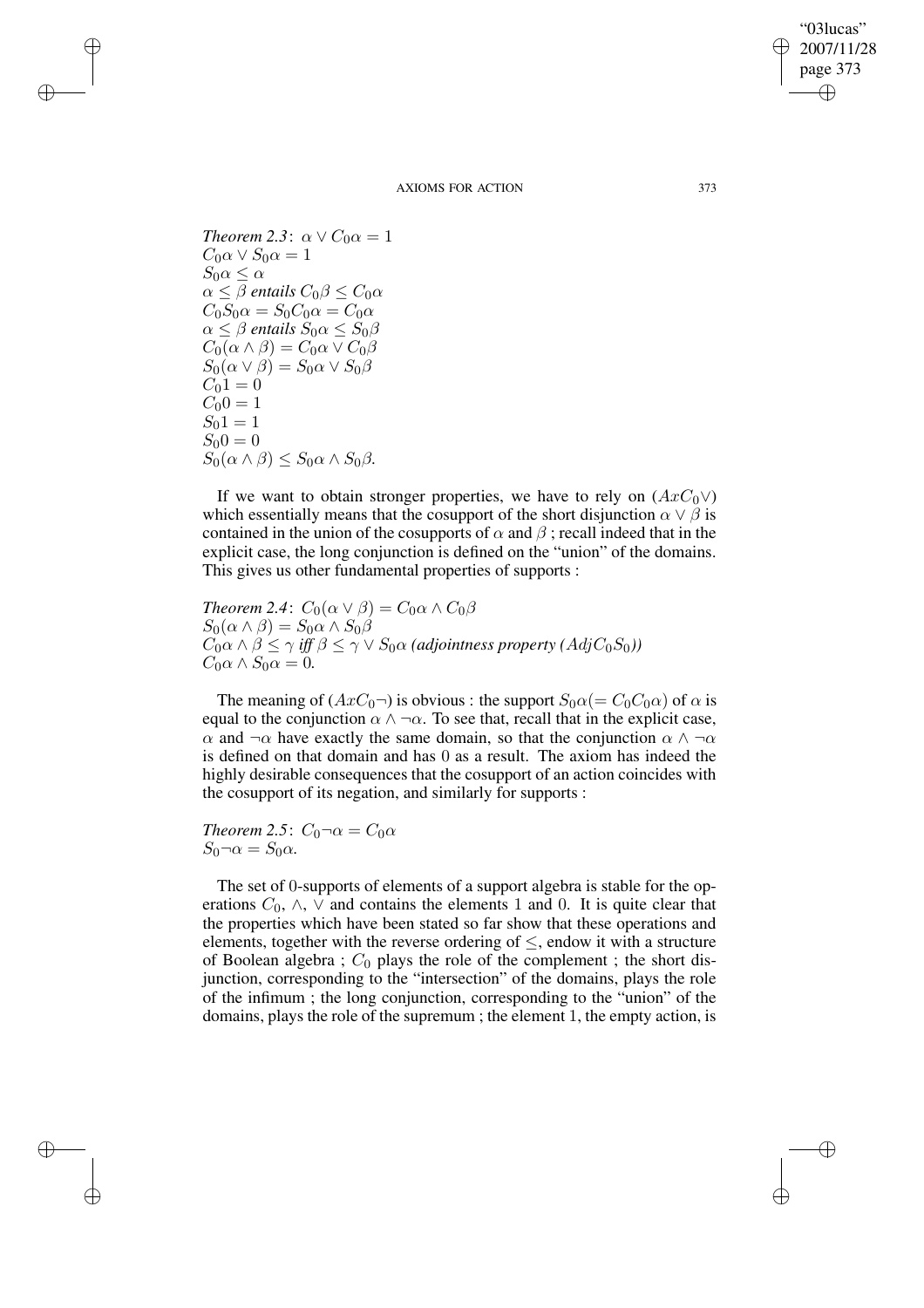*Theorem 2.3*: $\alpha \vee C_0\alpha = 1$
$C_0\alpha \vee S_0\alpha = 1$
$S_0\alpha \leq \alpha$
$\alpha \leq \beta$ *entails* $C_0\beta \leq C_0\alpha$
$C_0 S_0\alpha = S_0 C_0\alpha = C_0\alpha$
$\alpha \leq \beta$ *entails* $S_0\alpha \leq S_0\beta$
$C_0(\alpha \wedge \beta) = C_0\alpha \vee C_0\beta$
$S_0(\alpha \vee \beta) = S_0\alpha \vee S_0\beta$
$C_0 1 = 0$
$C_0 0 = 1$
$S_0 1 = 1$
$S_0 0 = 0$
$S_0(\alpha \wedge \beta) \leq S_0\alpha \wedge S_0\beta$.

If we want to obtain stronger properties, we have to rely on $(AxC_0\vee)$ which essentially means that the cosupport of the short disjunction $\alpha \vee \beta$ is contained in the union of the cosupports of $\alpha$ and $\beta$ ; recall indeed that in the explicit case, the long conjunction is defined on the "union" of the domains. This gives us other fundamental properties of supports :

*Theorem 2.4*: $C_0(\alpha \vee \beta) = C_0\alpha \wedge C_0\beta$
$S_0(\alpha \wedge \beta) = S_0\alpha \wedge S_0\beta$
$C_0\alpha \wedge \beta \leq \gamma$ *iff* $\beta \leq \gamma \vee S_0\alpha$ *(adjointness property* $(AdjC_0S_0)$*)*
$C_0\alpha \wedge S_0\alpha = 0$.

The meaning of $(AxC_0\neg)$ is obvious : the support $S_0\alpha (= C_0C_0\alpha)$ of $\alpha$ is equal to the conjunction $\alpha \wedge \neg\alpha$. To see that, recall that in the explicit case, $\alpha$ and $\neg\alpha$ have exactly the same domain, so that the conjunction $\alpha \wedge \neg\alpha$ is defined on that domain and has 0 as a result. The axiom has indeed the highly desirable consequences that the cosupport of an action coincides with the cosupport of its negation, and similarly for supports :

*Theorem 2.5*: $C_0\neg\alpha = C_0\alpha$
$S_0\neg\alpha = S_0\alpha$.

The set of 0-supports of elements of a support algebra is stable for the operations $C_0$, $\wedge$, $\vee$ and contains the elements 1 and 0. It is quite clear that the properties which have been stated so far show that these operations and elements, together with the reverse ordering of $\leq$, endow it with a structure of Boolean algebra ; $C_0$ plays the role of the complement ; the short disjunction, corresponding to the "intersection" of the domains, plays the role of the infimum ; the long conjunction, corresponding to the "union" of the domains, plays the role of the supremum ; the element 1, the empty action, is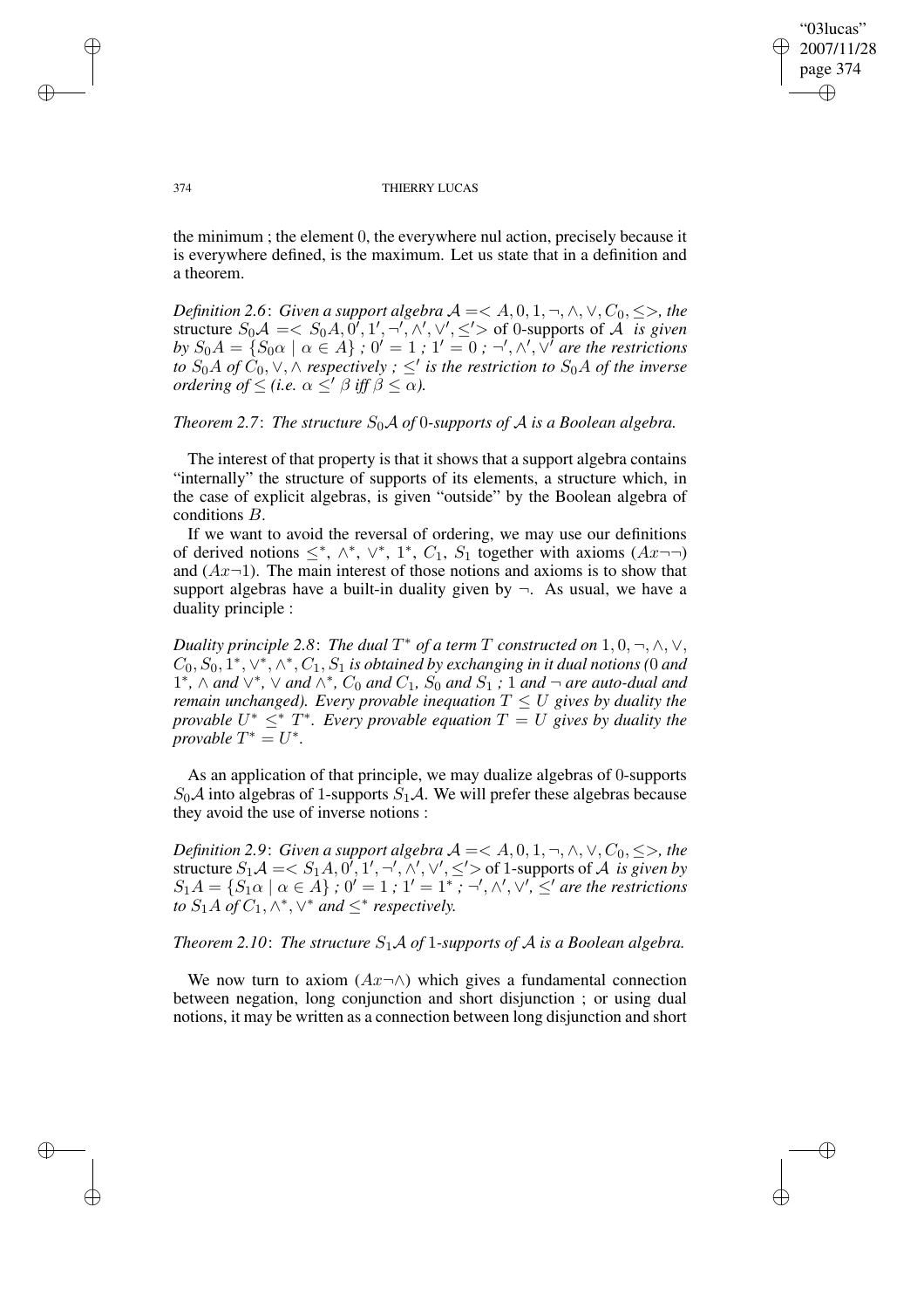the minimum ; the element 0, the everywhere nul action, precisely because it is everywhere defined, is the maximum. Let us state that in a definition and a theorem.

*Definition 2.6*: *Given a support algebra $\mathcal{A} = < A, 0, 1, \neg, \wedge, \vee, C_0, \leq >$, the* structure $S_0\mathcal{A} = < S_0 A, 0', 1', \neg', \wedge', \vee', \leq' >$ of 0-supports of $\mathcal{A}$ *is given by $S_0 A = \{S_0\alpha \mid \alpha \in A\}$ ; $0' = 1$ ; $1' = 0$ ; $\neg', \wedge', \vee'$ are the restrictions to $S_0 A$ of $C_0, \vee, \wedge$ respectively ; $\leq'$ is the restriction to $S_0 A$ of the inverse ordering of $\leq$ (i.e. $\alpha \leq' \beta$ iff $\beta \leq \alpha$).*

*Theorem 2.7*: *The structure $S_0\mathcal{A}$ of 0-supports of $\mathcal{A}$ is a Boolean algebra.*

The interest of that property is that it shows that a support algebra contains "internally" the structure of supports of its elements, a structure which, in the case of explicit algebras, is given "outside" by the Boolean algebra of conditions $B$.

If we want to avoid the reversal of ordering, we may use our definitions of derived notions $\leq^*$, $\wedge^*$, $\vee^*$, $1^*$, $C_1$, $S_1$ together with axioms $(Ax\neg\neg)$ and $(Ax\neg 1)$. The main interest of those notions and axioms is to show that support algebras have a built-in duality given by $\neg$. As usual, we have a duality principle :

*Duality principle 2.8*: *The dual $T^*$ of a term $T$ constructed on $1, 0, \neg, \wedge, \vee, C_0, S_0, 1^*, \vee^*, \wedge^*, C_1, S_1$ is obtained by exchanging in it dual notions (0 and $1^*$, $\wedge$ and $\vee^*$, $\vee$ and $\wedge^*$, $C_0$ and $C_1$, $S_0$ and $S_1$ ; 1 and $\neg$ are auto-dual and remain unchanged). Every provable inequation $T \leq U$ gives by duality the provable $U^* \leq^* T^*$. Every provable equation $T = U$ gives by duality the provable $T^* = U^*$.*

As an application of that principle, we may dualize algebras of 0-supports $S_0\mathcal{A}$ into algebras of 1-supports $S_1\mathcal{A}$. We will prefer these algebras because they avoid the use of inverse notions :

*Definition 2.9*: *Given a support algebra $\mathcal{A} = < A, 0, 1, \neg, \wedge, \vee, C_0, \leq >$, the* structure $S_1\mathcal{A} = < S_1 A, 0', 1', \neg', \wedge', \vee', \leq' >$ of 1-supports of $\mathcal{A}$ *is given by $S_1 A = \{S_1\alpha \mid \alpha \in A\}$ ; $0' = 1$ ; $1' = 1^*$ ; $\neg', \wedge', \vee', \leq'$ are the restrictions to $S_1 A$ of $C_1, \wedge^*, \vee^*$ and $\leq^*$ respectively.*

*Theorem 2.10*: *The structure $S_1\mathcal{A}$ of 1-supports of $\mathcal{A}$ is a Boolean algebra.*

We now turn to axiom $(Ax\neg\wedge)$ which gives a fundamental connection between negation, long conjunction and short disjunction ; or using dual notions, it may be written as a connection between long disjunction and short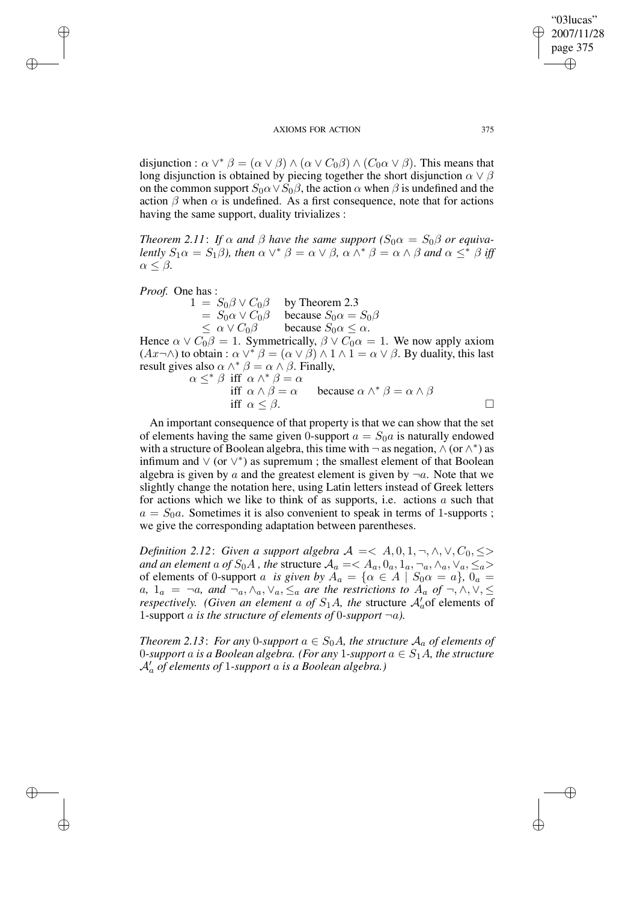disjunction : $\alpha \vee^* \beta = (\alpha \vee \beta) \wedge (\alpha \vee C_0\beta) \wedge (C_0\alpha \vee \beta)$. This means that long disjunction is obtained by piecing together the short disjunction $\alpha \vee \beta$ on the common support $S_0\alpha \vee S_0\beta$, the action $\alpha$ when $\beta$ is undefined and the action $\beta$ when $\alpha$ is undefined. As a first consequence, note that for actions having the same support, duality trivializes :

*Theorem 2.11*: *If $\alpha$ and $\beta$ have the same support ($S_0\alpha = S_0\beta$ or equivalently $S_1\alpha = S_1\beta$), then $\alpha \vee^* \beta = \alpha \vee \beta$, $\alpha \wedge^* \beta = \alpha \wedge \beta$ and $\alpha \leq^* \beta$ iff $\alpha \leq \beta$.*

*Proof.* One has :

$$
\begin{aligned}
1 &= S_0\beta \vee C_0\beta && \text{by Theorem 2.3} \\
&= S_0\alpha \vee C_0\beta && \text{because } S_0\alpha = S_0\beta \\
&\leq \alpha \vee C_0\beta && \text{because } S_0\alpha \leq \alpha.
\end{aligned}
$$

Hence $\alpha \vee C_0\beta = 1$. Symmetrically, $\beta \vee C_0\alpha = 1$. We now apply axiom $(Ax\neg\wedge)$ to obtain : $\alpha \vee^* \beta = (\alpha \vee \beta) \wedge 1 \wedge 1 = \alpha \vee \beta$. By duality, this last result gives also $\alpha \wedge^* \beta = \alpha \wedge \beta$. Finally,

$$
\begin{aligned}
\alpha \leq^* \beta \ &\text{iff} \ \alpha \wedge^* \beta = \alpha \\
&\text{iff} \ \alpha \wedge \beta = \alpha && \text{because } \alpha \wedge^* \beta = \alpha \wedge \beta \\
&\text{iff} \ \alpha \leq \beta.
\end{aligned}
$$

□

An important consequence of that property is that we can show that the set of elements having the same given 0-support $a = S_0a$ is naturally endowed with a structure of Boolean algebra, this time with $\neg$ as negation, $\wedge$ (or $\wedge^*$) as infimum and $\vee$ (or $\vee^*$) as supremum ; the smallest element of that Boolean algebra is given by $a$ and the greatest element is given by $\neg a$. Note that we slightly change the notation here, using Latin letters instead of Greek letters for actions which we like to think of as supports, i.e. actions $a$ such that $a = S_0a$. Sometimes it is also convenient to speak in terms of 1-supports ; we give the corresponding adaptation between parentheses.

*Definition 2.12*: *Given a support algebra $\mathcal{A} = < A, 0, 1, \neg, \wedge, \vee, C_0, \leq >$ and an element $a$ of $S_0A$, the* structure $\mathcal{A}_a = < A_a, 0_a, 1_a, \neg_a, \wedge_a, \vee_a, \leq_a >$ of elements of 0-support $a$ *is given by $A_a = \{\alpha \in A \mid S_0\alpha = a\}$, $0_a = a$, $1_a = \neg a$, and $\neg_a, \wedge_a, \vee_a, \leq_a$ are the restrictions to $A_a$ of $\neg, \wedge, \vee, \leq$ respectively. (Given an element $a$ of $S_1A$, the* structure $\mathcal{A}'_a$ of elements of 1-support $a$ *is the structure of elements of 0-support $\neg a$).*

*Theorem 2.13*: *For any 0-support $a \in S_0A$, the structure $\mathcal{A}_a$ of elements of 0-support $a$ is a Boolean algebra. (For any 1-support $a \in S_1A$, the structure $\mathcal{A}'_a$ of elements of 1-support $a$ is a Boolean algebra.)*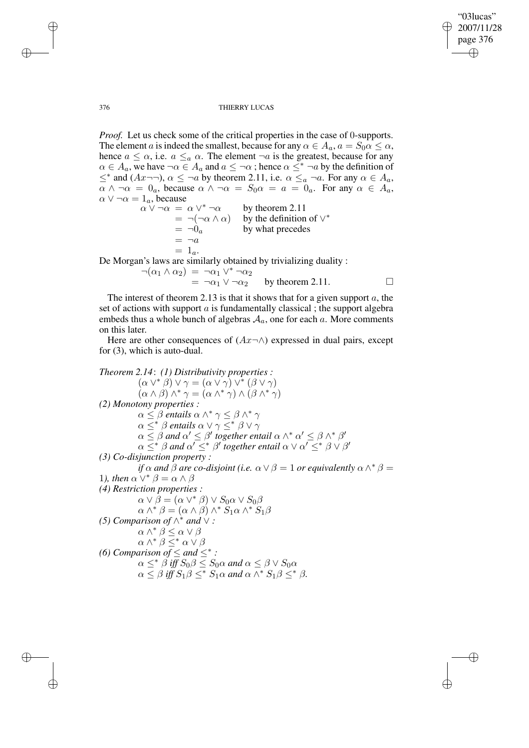*Proof.* Let us check some of the critical properties in the case of 0-supports. The element $a$ is indeed the smallest, because for any $\alpha \in A_a$, $a = S_0\alpha \leq \alpha$, hence $a \leq \alpha$, i.e. $a \leq_a \alpha$. The element $\neg a$ is the greatest, because for any $\alpha \in A_a$, we have $\neg\alpha \in A_a$ and $a \leq \neg\alpha$ ; hence $\alpha \leq^* \neg a$ by the definition of $\leq^*$ and $(Ax\neg\neg)$, $\alpha \leq \neg a$ by theorem 2.11, i.e. $\alpha \leq_a \neg a$. For any $\alpha \in A_a$, $\alpha \wedge \neg\alpha = 0_a$, because $\alpha \wedge \neg\alpha = S_0\alpha = a = 0_a$. For any $\alpha \in A_a$, $\alpha \vee \neg\alpha = 1_a$, because

$$
\begin{aligned}
\alpha \vee \neg\alpha &= \alpha \vee^* \neg\alpha && \text{by theorem 2.11}\\
&= \neg(\neg\alpha \wedge \alpha) && \text{by the definition of } \vee^*\\
&= \neg 0_a && \text{by what precedes}\\
&= \neg a &&\\
&= 1_a. &&
\end{aligned}
$$

De Morgan's laws are similarly obtained by trivializing duality :

$$
\begin{aligned}
\neg(\alpha_1 \wedge \alpha_2) &= \neg\alpha_1 \vee^* \neg\alpha_2\\
&= \neg\alpha_1 \vee \neg\alpha_2 \qquad \text{by theorem 2.11.}
\end{aligned}
$$

□

The interest of theorem 2.13 is that it shows that for a given support $a$, the set of actions with support $a$ is fundamentally classical ; the support algebra embeds thus a whole bunch of algebras $\mathcal{A}_a$, one for each $a$. More comments on this later.

Here are other consequences of $(Ax\neg\wedge)$ expressed in dual pairs, except for (3), which is auto-dual.

*Theorem 2.14*: *(1) Distributivity properties :*

$$(\alpha \vee^* \beta) \vee \gamma = (\alpha \vee \gamma) \vee^* (\beta \vee \gamma)$$
$$(\alpha \wedge \beta) \wedge^* \gamma = (\alpha \wedge^* \gamma) \wedge (\beta \wedge^* \gamma)$$

*(2) Monotony properties :*

$\alpha \leq \beta$ *entails* $\alpha \wedge^* \gamma \leq \beta \wedge^* \gamma$

$\alpha \leq^* \beta$ *entails* $\alpha \vee \gamma \leq^* \beta \vee \gamma$

$\alpha \leq \beta$ *and* $\alpha' \leq \beta'$ *together entail* $\alpha \wedge^* \alpha' \leq \beta \wedge^* \beta'$

$\alpha \leq^* \beta$ *and* $\alpha' \leq^* \beta'$ *together entail* $\alpha \vee \alpha' \leq^* \beta \vee \beta'$

*(3) Co-disjunction property :*

*if* $\alpha$ *and* $\beta$ *are co-disjoint (i.e.* $\alpha \vee \beta = 1$ *or equivalently* $\alpha \wedge^* \beta = 1$*), then* $\alpha \vee^* \beta = \alpha \wedge \beta$

*(4) Restriction properties :*

$$\alpha \vee \beta = (\alpha \vee^* \beta) \vee S_0\alpha \vee S_0\beta$$
$$\alpha \wedge^* \beta = (\alpha \wedge \beta) \wedge^* S_1\alpha \wedge^* S_1\beta$$

*(5) Comparison of* $\wedge^*$ *and* $\vee$ *:*

$$\alpha \wedge^* \beta \leq \alpha \vee \beta$$
$$\alpha \wedge^* \beta \leq^* \alpha \vee \beta$$

*(6) Comparison of* $\leq$ *and* $\leq^*$ *:*

$\alpha \leq^* \beta$ *iff* $S_0\beta \leq S_0\alpha$ *and* $\alpha \leq \beta \vee S_0\alpha$

$\alpha \leq \beta$ *iff* $S_1\beta \leq^* S_1\alpha$ *and* $\alpha \wedge^* S_1\beta \leq^* \beta$.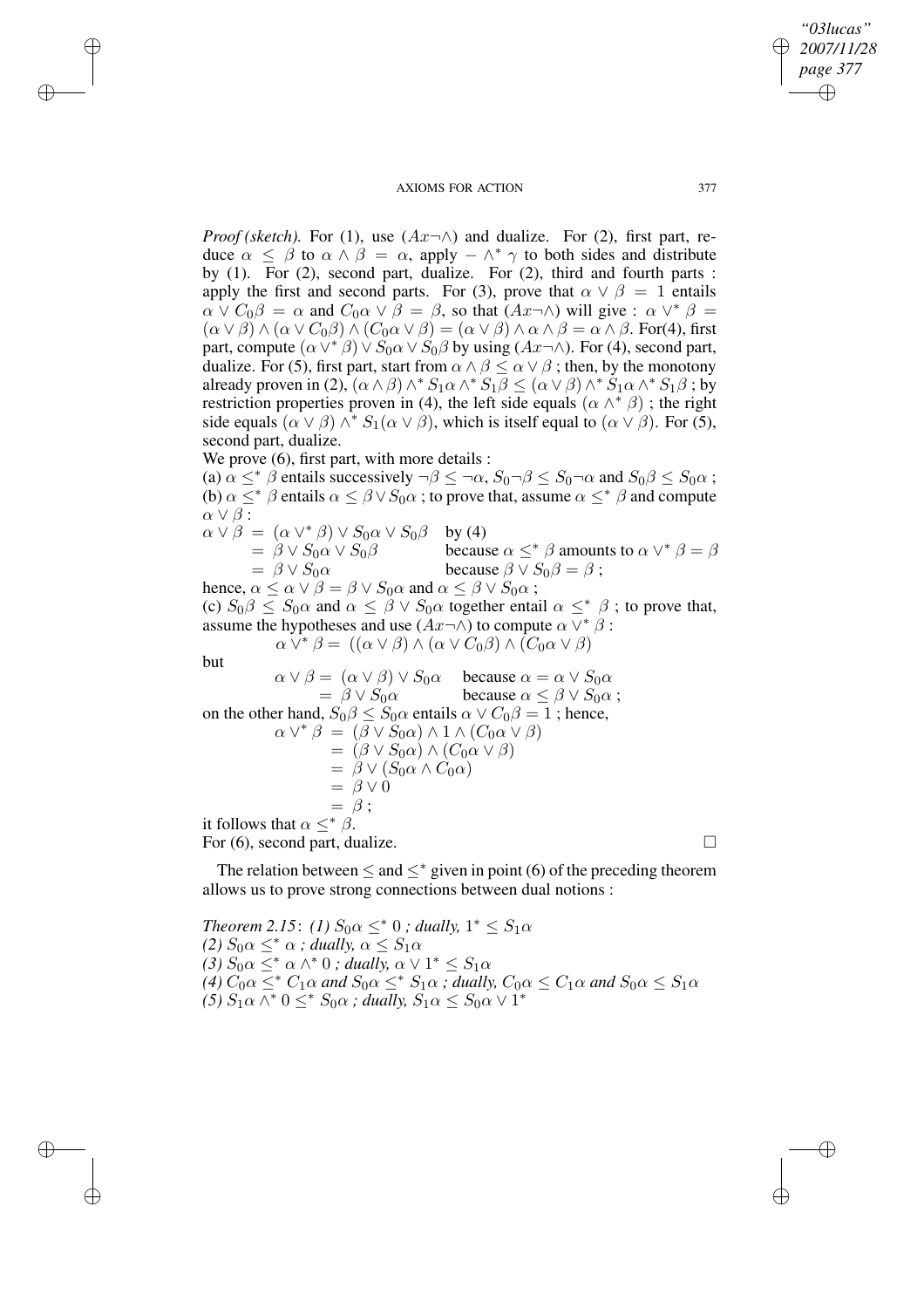*Proof (sketch).* For (1), use $(Ax\neg\wedge)$ and dualize. For (2), first part, reduce $\alpha \leq \beta$ to $\alpha \wedge \beta = \alpha$, apply $- \wedge^* \gamma$ to both sides and distribute by (1). For (2), second part, dualize. For (2), third and fourth parts : apply the first and second parts. For (3), prove that $\alpha \vee \beta = 1$ entails $\alpha \vee C_0\beta = \alpha$ and $C_0\alpha \vee \beta = \beta$, so that $(Ax\neg\wedge)$ will give : $\alpha \vee^* \beta = (\alpha \vee \beta) \wedge (\alpha \vee C_0\beta) \wedge (C_0\alpha \vee \beta) = (\alpha \vee \beta) \wedge \alpha \wedge \beta = \alpha \wedge \beta$. For(4), first part, compute $(\alpha \vee^* \beta) \vee S_0\alpha \vee S_0\beta$ by using $(Ax\neg\wedge)$. For (4), second part, dualize. For (5), first part, start from $\alpha \wedge \beta \leq \alpha \vee \beta$ ; then, by the monotony already proven in (2), $(\alpha \wedge \beta) \wedge^* S_1\alpha \wedge^* S_1\beta \leq (\alpha \vee \beta) \wedge^* S_1\alpha \wedge^* S_1\beta$ ; by restriction properties proven in (4), the left side equals $(\alpha \wedge^* \beta)$ ; the right side equals $(\alpha \vee \beta) \wedge^* S_1(\alpha \vee \beta)$, which is itself equal to $(\alpha \vee \beta)$. For (5), second part, dualize.

We prove (6), first part, with more details :

(a) $\alpha \leq^* \beta$ entails successively $\neg\beta \leq \neg\alpha$, $S_0\neg\beta \leq S_0\neg\alpha$ and $S_0\beta \leq S_0\alpha$ ;

(b) $\alpha \leq^* \beta$ entails $\alpha \leq \beta \vee S_0\alpha$ ; to prove that, assume $\alpha \leq^* \beta$ and compute $\alpha \vee \beta$ :

$$
\begin{aligned}
\alpha \vee \beta &= (\alpha \vee^* \beta) \vee S_0\alpha \vee S_0\beta && \text{by (4)} \\
&= \beta \vee S_0\alpha \vee S_0\beta && \text{because } \alpha \leq^* \beta \text{ amounts to } \alpha \vee^* \beta = \beta \\
&= \beta \vee S_0\alpha && \text{because } \beta \vee S_0\beta = \beta \text{ ;}
\end{aligned}
$$

hence, $\alpha \leq \alpha \vee \beta = \beta \vee S_0\alpha$ and $\alpha \leq \beta \vee S_0\alpha$ ;

(c) $S_0\beta \leq S_0\alpha$ and $\alpha \leq \beta \vee S_0\alpha$ together entail $\alpha \leq^* \beta$ ; to prove that, assume the hypotheses and use $(Ax\neg\wedge)$ to compute $\alpha \vee^* \beta$ :

$$\alpha \vee^* \beta = ((\alpha \vee \beta) \wedge (\alpha \vee C_0\beta) \wedge (C_0\alpha \vee \beta)$$

but

$$
\begin{aligned}
\alpha \vee \beta &= (\alpha \vee \beta) \vee S_0\alpha && \text{because } \alpha = \alpha \vee S_0\alpha \\
&= \beta \vee S_0\alpha && \text{because } \alpha \leq \beta \vee S_0\alpha \text{ ;}
\end{aligned}
$$

on the other hand, $S_0\beta \leq S_0\alpha$ entails $\alpha \vee C_0\beta = 1$ ; hence,

$$
\begin{aligned}
\alpha \vee^* \beta &= (\beta \vee S_0\alpha) \wedge 1 \wedge (C_0\alpha \vee \beta) \\
&= (\beta \vee S_0\alpha) \wedge (C_0\alpha \vee \beta) \\
&= \beta \vee (S_0\alpha \wedge C_0\alpha) \\
&= \beta \vee 0 \\
&= \beta \text{ ;}
\end{aligned}
$$

it follows that $\alpha \leq^* \beta$.

For (6), second part, dualize. □

The relation between $\leq$ and $\leq^*$ given in point (6) of the preceding theorem allows us to prove strong connections between dual notions :

*Theorem 2.15*: *(1)* $S_0\alpha \leq^* 0$ *; dually,* $1^* \leq S_1\alpha$
*(2)* $S_0\alpha \leq^* \alpha$ *; dually,* $\alpha \leq S_1\alpha$
*(3)* $S_0\alpha \leq^* \alpha \wedge^* 0$ *; dually,* $\alpha \vee 1^* \leq S_1\alpha$
*(4)* $C_0\alpha \leq^* C_1\alpha$ *and* $S_0\alpha \leq^* S_1\alpha$ *; dually,* $C_0\alpha \leq C_1\alpha$ *and* $S_0\alpha \leq S_1\alpha$
*(5)* $S_1\alpha \wedge^* 0 \leq^* S_0\alpha$ *; dually,* $S_1\alpha \leq S_0\alpha \vee 1^*$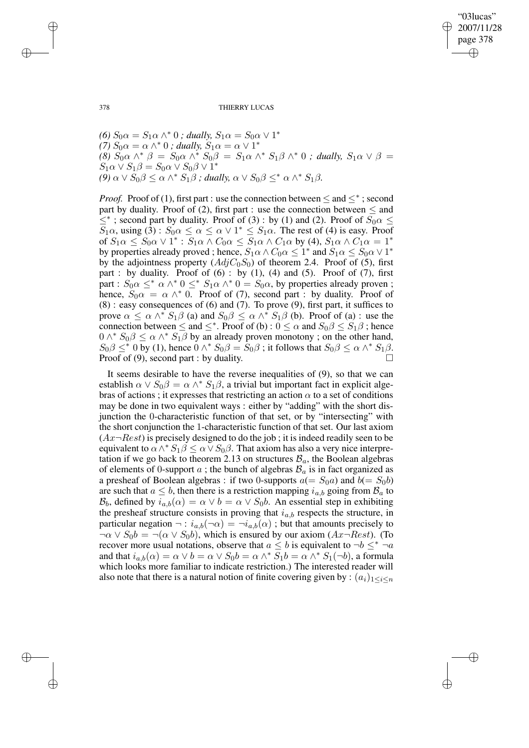*(6)* $S_0\alpha = S_1\alpha \wedge^* 0$ *; dually,* $S_1\alpha = S_0\alpha \vee 1^*$
*(7)* $S_0\alpha = \alpha \wedge^* 0$ *; dually,* $S_1\alpha = \alpha \vee 1^*$
*(8)* $S_0\alpha \wedge^* \beta = S_0\alpha \wedge^* S_0\beta = S_1\alpha \wedge^* S_1\beta \wedge^* 0$ *; dually,* $S_1\alpha \vee \beta = S_1\alpha \vee S_1\beta = S_0\alpha \vee S_0\beta \vee 1^*$
*(9)* $\alpha \vee S_0\beta \leq \alpha \wedge^* S_1\beta$ *; dually,* $\alpha \vee S_0\beta \leq^* \alpha \wedge^* S_1\beta$*.*

*Proof.* Proof of (1), first part : use the connection between $\leq$ and $\leq^*$ ; second part by duality. Proof of (2), first part : use the connection between $\leq$ and $\leq^*$ ; second part by duality. Proof of (3) : by (1) and (2). Proof of $S_0\alpha \leq S_1\alpha$, using (3) : $S_0\alpha \leq \alpha \leq \alpha \vee 1^* \leq S_1\alpha$. The rest of (4) is easy. Proof of $S_1\alpha \leq S_0\alpha \vee 1^*$ : $S_1\alpha \wedge C_0\alpha \leq S_1\alpha \wedge C_1\alpha$ by (4), $S_1\alpha \wedge C_1\alpha = 1^*$ by properties already proved ; hence, $S_1\alpha \wedge C_0\alpha \leq 1^*$ and $S_1\alpha \leq S_0\alpha \vee 1^*$ by the adjointness property ($AdjC_0S_0$) of theorem 2.4. Proof of (5), first part : by duality. Proof of (6) : by (1), (4) and (5). Proof of (7), first part : $S_0\alpha \leq^* \alpha \wedge^* 0 \leq^* S_1\alpha \wedge^* 0 = S_0\alpha$, by properties already proven ; hence, $S_0\alpha = \alpha \wedge^* 0$. Proof of (7), second part : by duality. Proof of (8) : easy consequences of (6) and (7). To prove (9), first part, it suffices to prove $\alpha \leq \alpha \wedge^* S_1\beta$ (a) and $S_0\beta \leq \alpha \wedge^* S_1\beta$ (b). Proof of (a) : use the connection between $\leq$ and $\leq^*$. Proof of (b) : $0 \leq \alpha$ and $S_0\beta \leq S_1\beta$ ; hence $0 \wedge^* S_0\beta \leq \alpha \wedge^* S_1\beta$ by an already proven monotony ; on the other hand, $S_0\beta \leq^* 0$ by (1), hence $0 \wedge^* S_0\beta = S_0\beta$ ; it follows that $S_0\beta \leq \alpha \wedge^* S_1\beta$. Proof of (9), second part : by duality. □

It seems desirable to have the reverse inequalities of (9), so that we can establish $\alpha \vee S_0\beta = \alpha \wedge^* S_1\beta$, a trivial but important fact in explicit algebras of actions ; it expresses that restricting an action $\alpha$ to a set of conditions may be done in two equivalent ways : either by "adding" with the short disjunction the 0-characteristic function of that set, or by "intersecting" with the short conjunction the 1-characteristic function of that set. Our last axiom ($Ax\neg Rest$) is precisely designed to do the job ; it is indeed readily seen to be equivalent to $\alpha \wedge^* S_1\beta \leq \alpha \vee S_0\beta$. That axiom has also a very nice interpretation if we go back to theorem 2.13 on structures $\mathcal{B}_a$, the Boolean algebras of elements of 0-support $a$ ; the bunch of algebras $\mathcal{B}_a$ is in fact organized as a presheaf of Boolean algebras : if two 0-supports $a(= S_0a)$ and $b(= S_0b)$ are such that $a \leq b$, then there is a restriction mapping $i_{a,b}$ going from $\mathcal{B}_a$ to $\mathcal{B}_b$, defined by $i_{a,b}(\alpha) = \alpha \vee b = \alpha \vee S_0b$. An essential step in exhibiting the presheaf structure consists in proving that $i_{a,b}$ respects the structure, in particular negation $\neg$ : $i_{a,b}(\neg\alpha) = \neg i_{a,b}(\alpha)$ ; but that amounts precisely to $\neg\alpha \vee S_0b = \neg(\alpha \vee S_0b)$, which is ensured by our axiom ($Ax\neg Rest$). (To recover more usual notations, observe that $a \leq b$ is equivalent to $\neg b \leq^* \neg a$ and that $i_{a,b}(\alpha) = \alpha \vee b = \alpha \vee S_0b = \alpha \wedge^* S_1b = \alpha \wedge^* S_1(\neg b)$, a formula which looks more familiar to indicate restriction.) The interested reader will also note that there is a natural notion of finite covering given by : $(a_i)_{1\leq i\leq n}$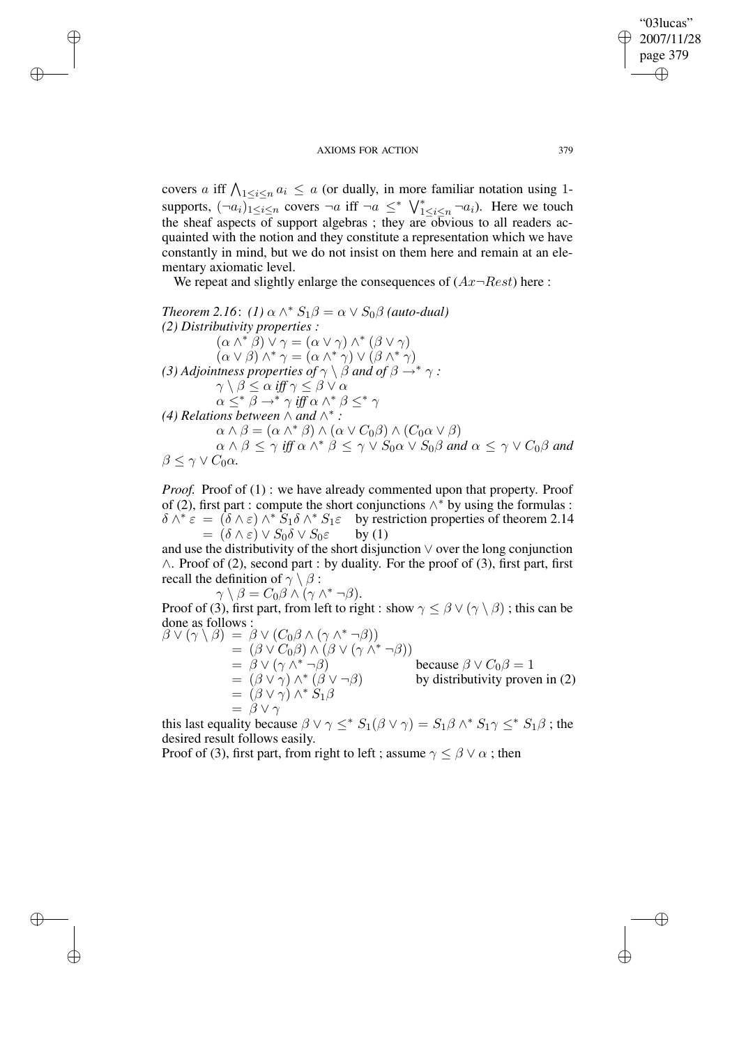covers $a$ iff $\bigwedge_{1\leq i\leq n} a_i \leq a$ (or dually, in more familiar notation using 1-supports, $(\neg a_i)_{1\leq i\leq n}$ covers $\neg a$ iff $\neg a \leq^* \bigvee^*_{1\leq i\leq n} \neg a_i$). Here we touch the sheaf aspects of support algebras ; they are obvious to all readers acquainted with the notion and they constitute a representation which we have constantly in mind, but we do not insist on them here and remain at an elementary axiomatic level.

We repeat and slightly enlarge the consequences of $(Ax\neg Rest)$ here :

*Theorem 2.16*: *(1)* $\alpha \wedge^* S_1\beta = \alpha \vee S_0\beta$ *(auto-dual)*
*(2) Distributivity properties :*

$$(\alpha \wedge^* \beta) \vee \gamma = (\alpha \vee \gamma) \wedge^* (\beta \vee \gamma)$$
$$(\alpha \vee \beta) \wedge^* \gamma = (\alpha \wedge^* \gamma) \vee (\beta \wedge^* \gamma)$$

*(3) Adjointness properties of* $\gamma \setminus \beta$ *and of* $\beta \to^* \gamma$ *:*

$$\gamma \setminus \beta \leq \alpha \text{ iff } \gamma \leq \beta \vee \alpha$$
$$\alpha \leq^* \beta \to^* \gamma \text{ iff } \alpha \wedge^* \beta \leq^* \gamma$$

*(4) Relations between* $\wedge$ *and* $\wedge^*$ *:*

$$\alpha \wedge \beta = (\alpha \wedge^* \beta) \wedge (\alpha \vee C_0\beta) \wedge (C_0\alpha \vee \beta)$$

$\alpha \wedge \beta \leq \gamma$ *iff* $\alpha \wedge^* \beta \leq \gamma \vee S_0\alpha \vee S_0\beta$ *and* $\alpha \leq \gamma \vee C_0\beta$ *and* $\beta \leq \gamma \vee C_0\alpha$.

*Proof.* Proof of (1) : we have already commented upon that property. Proof of (2), first part : compute the short conjunctions $\wedge^*$ by using the formulas :

$$\begin{aligned}
\delta \wedge^* \varepsilon &= (\delta \wedge \varepsilon) \wedge^* S_1\delta \wedge^* S_1\varepsilon && \text{by restriction properties of theorem 2.14}\\
&= (\delta \wedge \varepsilon) \vee S_0\delta \vee S_0\varepsilon && \text{by (1)}
\end{aligned}$$

and use the distributivity of the short disjunction $\vee$ over the long conjunction $\wedge$. Proof of (2), second part : by duality. For the proof of (3), first part, first recall the definition of $\gamma \setminus \beta$ :

$$\gamma \setminus \beta = C_0\beta \wedge (\gamma \wedge^* \neg\beta).$$

Proof of (3), first part, from left to right : show $\gamma \leq \beta \vee (\gamma \setminus \beta)$ ; this can be done as follows :

$$\begin{aligned}
\beta \vee (\gamma \setminus \beta) &= \beta \vee (C_0\beta \wedge (\gamma \wedge^* \neg\beta))\\
&= (\beta \vee C_0\beta) \wedge (\beta \vee (\gamma \wedge^* \neg\beta))\\
&= \beta \vee (\gamma \wedge^* \neg\beta) && \text{because } \beta \vee C_0\beta = 1\\
&= (\beta \vee \gamma) \wedge^* (\beta \vee \neg\beta) && \text{by distributivity proven in (2)}\\
&= (\beta \vee \gamma) \wedge^* S_1\beta\\
&= \beta \vee \gamma
\end{aligned}$$

this last equality because $\beta \vee \gamma \leq^* S_1(\beta \vee \gamma) = S_1\beta \wedge^* S_1\gamma \leq^* S_1\beta$ ; the desired result follows easily.

Proof of (3), first part, from right to left ; assume $\gamma \leq \beta \vee \alpha$ ; then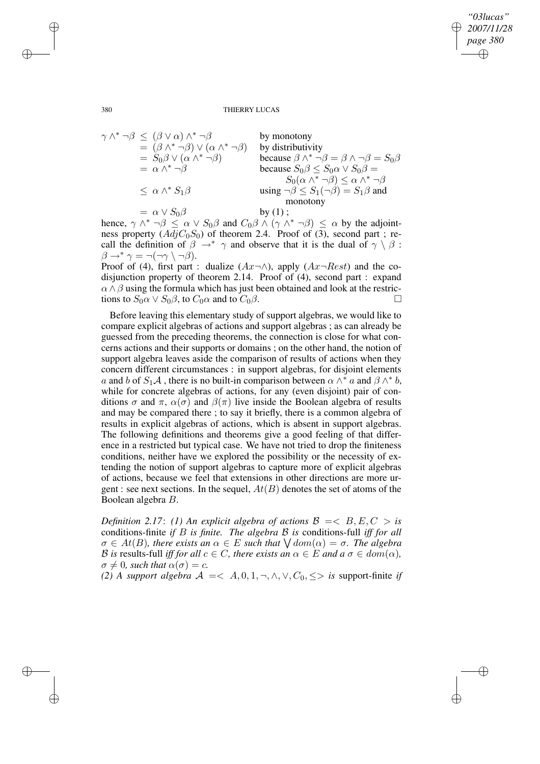$$
\begin{array}{lll}
\gamma \wedge^* \neg\beta & \leq (\beta \vee \alpha) \wedge^* \neg\beta & \text{by monotony} \\
& = (\beta \wedge^* \neg\beta) \vee (\alpha \wedge^* \neg\beta) & \text{by distributivity} \\
& = S_0\beta \vee (\alpha \wedge^* \neg\beta) & \text{because } \beta \wedge^* \neg\beta = \beta \wedge \neg\beta = S_0\beta \\
& = \alpha \wedge^* \neg\beta & \text{because } S_0\beta \leq S_0\alpha \vee S_0\beta = \\
& & \quad S_0(\alpha \wedge^* \neg\beta) \leq \alpha \wedge^* \neg\beta \\
& \leq \alpha \wedge^* S_1\beta & \text{using } \neg\beta \leq S_1(\neg\beta) = S_1\beta \text{ and} \\
& & \quad \text{monotony} \\
& = \alpha \vee S_0\beta & \text{by (1)};
\end{array}
$$

hence, $\gamma \wedge^* \neg\beta \leq \alpha \vee S_0\beta$ and $C_0\beta \wedge (\gamma \wedge^* \neg\beta) \leq \alpha$ by the adjointness property $(AdjC_0S_0)$ of theorem 2.4. Proof of (3), second part ; recall the definition of $\beta \rightarrow^* \gamma$ and observe that it is the dual of $\gamma \setminus \beta$ : $\beta \rightarrow^* \gamma = \neg(\neg\gamma \setminus \neg\beta)$.

Proof of (4), first part : dualize $(Ax\neg\wedge)$, apply $(Ax\neg Rest)$ and the co-disjunction property of theorem 2.14. Proof of (4), second part : expand $\alpha \wedge \beta$ using the formula which has just been obtained and look at the restrictions to $S_0\alpha \vee S_0\beta$, to $C_0\alpha$ and to $C_0\beta$. □

Before leaving this elementary study of support algebras, we would like to compare explicit algebras of actions and support algebras ; as can already be guessed from the preceding theorems, the connection is close for what concerns actions and their supports or domains ; on the other hand, the notion of support algebra leaves aside the comparison of results of actions when they concern different circumstances : in support algebras, for disjoint elements $a$ and $b$ of $S_1\mathcal{A}$ , there is no built-in comparison between $\alpha \wedge^* a$ and $\beta \wedge^* b$, while for concrete algebras of actions, for any (even disjoint) pair of conditions $\sigma$ and $\pi$, $\alpha(\sigma)$ and $\beta(\pi)$ live inside the Boolean algebra of results and may be compared there ; to say it briefly, there is a common algebra of results in explicit algebras of actions, which is absent in support algebras. The following definitions and theorems give a good feeling of that difference in a restricted but typical case. We have not tried to drop the finiteness conditions, neither have we explored the possibility or the necessity of extending the notion of support algebras to capture more of explicit algebras of actions, because we feel that extensions in other directions are more urgent : see next sections. In the sequel, $At(B)$ denotes the set of atoms of the Boolean algebra $B$.

*Definition 2.17*: *(1) An explicit algebra of actions* $\mathcal{B} =< B, E, C >$ *is* conditions-finite *if* $B$ *is finite. The algebra* $\mathcal{B}$ *is* conditions-full *iff for all* $\sigma \in At(B)$*, there exists an* $\alpha \in E$ *such that* $\bigvee dom(\alpha) = \sigma$*. The algebra* $\mathcal{B}$ *is* results-full *iff for all* $c \in C$*, there exists an* $\alpha \in E$ *and a* $\sigma \in dom(\alpha)$*,* $\sigma \neq 0$*, such that* $\alpha(\sigma) = c$*.*

*(2) A support algebra* $\mathcal{A} =< A, 0, 1, \neg, \wedge, \vee, C_0, \leq>$ *is* support-finite *if*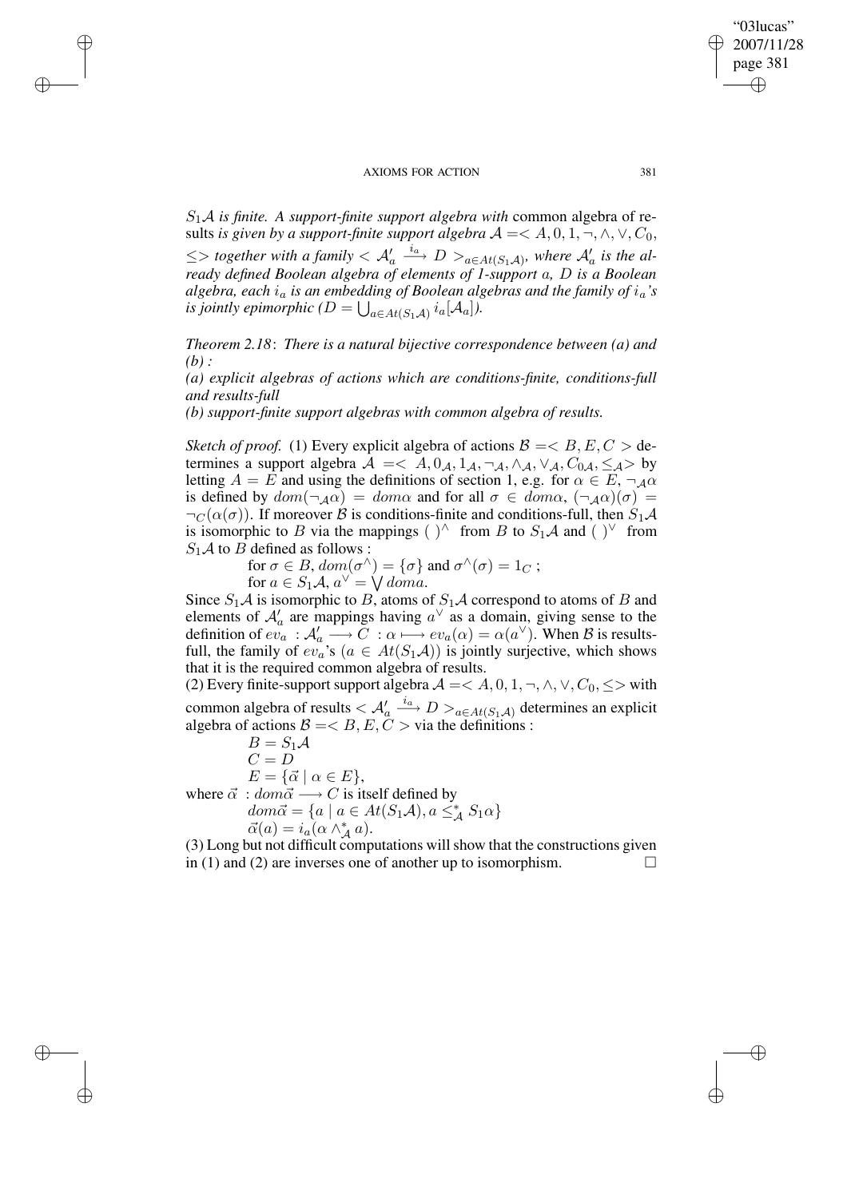$S_1\mathcal{A}$ *is finite. A support-finite support algebra with* common algebra of results *is given by a support-finite support algebra* $\mathcal{A} =< A, 0, 1, \neg, \wedge, \vee, C_0, \leq>$ *together with a family* $< \mathcal{A}'_a \xrightarrow{i_a} D >_{a \in At(S_1\mathcal{A})}$*, where* $\mathcal{A}'_a$ *is the already defined Boolean algebra of elements of 1-support* $a$*,* $D$ *is a Boolean algebra, each* $i_a$ *is an embedding of Boolean algebras and the family of* $i_a$*'s is jointly epimorphic* ($D = \bigcup_{a \in At(S_1\mathcal{A})} i_a[\mathcal{A}_a]$)*.*

*Theorem 2.18*: *There is a natural bijective correspondence between (a) and (b) :*

*(a) explicit algebras of actions which are conditions-finite, conditions-full and results-full*

*(b) support-finite support algebras with common algebra of results.*

*Sketch of proof.* (1) Every explicit algebra of actions $\mathcal{B} =< B, E, C >$ determines a support algebra $\mathcal{A} =< A, 0_\mathcal{A}, 1_\mathcal{A}, \neg_\mathcal{A}, \wedge_\mathcal{A}, \vee_\mathcal{A}, C_{0\mathcal{A}}, \leq_\mathcal{A}>$ by letting $A = E$ and using the definitions of section 1, e.g. for $\alpha \in E$, $\neg_\mathcal{A}\alpha$ is defined by $dom(\neg_\mathcal{A}\alpha) = dom\alpha$ and for all $\sigma \in dom\alpha$, $(\neg_\mathcal{A}\alpha)(\sigma) = \neg_C(\alpha(\sigma))$. If moreover $\mathcal{B}$ is conditions-finite and conditions-full, then $S_1\mathcal{A}$ is isomorphic to $B$ via the mappings $(\ )^\wedge$ from $B$ to $S_1\mathcal{A}$ and $(\ )^\vee$ from $S_1\mathcal{A}$ to $B$ defined as follows :

for $\sigma \in B$, $dom(\sigma^\wedge) = \{\sigma\}$ and $\sigma^\wedge(\sigma) = 1_C$ ;

for $a \in S_1\mathcal{A}$, $a^\vee = \bigvee doma$.

Since $S_1\mathcal{A}$ is isomorphic to $B$, atoms of $S_1\mathcal{A}$ correspond to atoms of $B$ and elements of $\mathcal{A}'_a$ are mappings having $a^\vee$ as a domain, giving sense to the definition of $ev_a : \mathcal{A}'_a \longrightarrow C : \alpha \longmapsto ev_a(\alpha) = \alpha(a^\vee)$. When $\mathcal{B}$ is results-full, the family of $ev_a$'s ($a \in At(S_1\mathcal{A})$) is jointly surjective, which shows that it is the required common algebra of results.

(2) Every finite-support support algebra $\mathcal{A} =< A, 0, 1, \neg, \wedge, \vee, C_0, \leq>$ with common algebra of results $< \mathcal{A}'_a \xrightarrow{i_a} D >_{a \in At(S_1\mathcal{A})}$ determines an explicit algebra of actions $\mathcal{B} =< B, E, C >$ via the definitions :

$B = S_1\mathcal{A}$

$C = D$

$E = \{\vec{\alpha} \mid \alpha \in E\}$,

where $\vec{\alpha} : dom\vec{\alpha} \longrightarrow C$ is itself defined by

$dom\vec{\alpha} = \{a \mid a \in At(S_1\mathcal{A}), a \leq^*_\mathcal{A} S_1\alpha\}$

$\vec{\alpha}(a) = i_a(\alpha \wedge^*_\mathcal{A} a)$.

(3) Long but not difficult computations will show that the constructions given in (1) and (2) are inverses one of another up to isomorphism. $\square$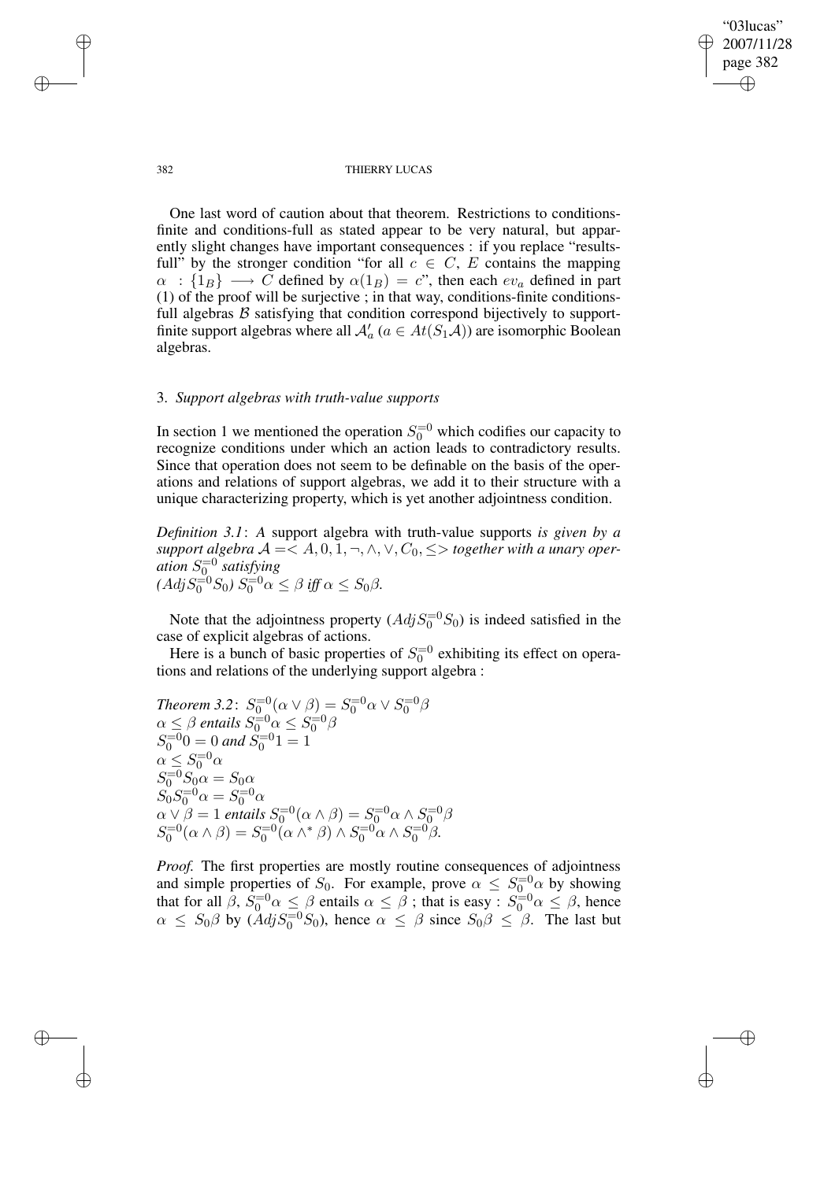One last word of caution about that theorem. Restrictions to conditions-finite and conditions-full as stated appear to be very natural, but apparently slight changes have important consequences : if you replace "results-full" by the stronger condition "for all $c \in C$, $E$ contains the mapping $\alpha : \{1_B\} \longrightarrow C$ defined by $\alpha(1_B) = c$", then each $ev_a$ defined in part (1) of the proof will be surjective ; in that way, conditions-finite conditions-full algebras $\mathcal{B}$ satisfying that condition correspond bijectively to support-finite support algebras where all $\mathcal{A}'_a$ ($a \in At(S_1\mathcal{A})$) are isomorphic Boolean algebras.

### 3. *Support algebras with truth-value supports*

In section 1 we mentioned the operation $S_0^{=0}$ which codifies our capacity to recognize conditions under which an action leads to contradictory results. Since that operation does not seem to be definable on the basis of the operations and relations of support algebras, we add it to their structure with a unique characterizing property, which is yet another adjointness condition.

*Definition 3.1*: *A* support algebra with truth-value supports *is given by a support algebra $\mathcal{A} = < A, 0, 1, \neg, \wedge, \vee, C_0, \leq >$ together with a unary operation $S_0^{=0}$ satisfying*
*($AdjS_0^{=0}S_0$) $S_0^{=0}\alpha \leq \beta$ iff $\alpha \leq S_0\beta$.*

Note that the adjointness property ($AdjS_0^{=0}S_0$) is indeed satisfied in the case of explicit algebras of actions.

Here is a bunch of basic properties of $S_0^{=0}$ exhibiting its effect on operations and relations of the underlying support algebra :

*Theorem 3.2*: $S_0^{=0}(\alpha \vee \beta) = S_0^{=0}\alpha \vee S_0^{=0}\beta$
$\alpha \leq \beta$ *entails* $S_0^{=0}\alpha \leq S_0^{=0}\beta$
$S_0^{=0}0 = 0$ *and* $S_0^{=0}1 = 1$
$\alpha \leq S_0^{=0}\alpha$
$S_0^{=0}S_0\alpha = S_0\alpha$
$S_0S_0^{=0}\alpha = S_0^{=0}\alpha$
$\alpha \vee \beta = 1$ *entails* $S_0^{=0}(\alpha \wedge \beta) = S_0^{=0}\alpha \wedge S_0^{=0}\beta$
$S_0^{=0}(\alpha \wedge \beta) = S_0^{=0}(\alpha \wedge^* \beta) \wedge S_0^{=0}\alpha \wedge S_0^{=0}\beta$.

*Proof.* The first properties are mostly routine consequences of adjointness and simple properties of $S_0$. For example, prove $\alpha \leq S_0^{=0}\alpha$ by showing that for all $\beta$, $S_0^{=0}\alpha \leq \beta$ entails $\alpha \leq \beta$ ; that is easy : $S_0^{=0}\alpha \leq \beta$, hence $\alpha \leq S_0\beta$ by ($AdjS_0^{=0}S_0$), hence $\alpha \leq \beta$ since $S_0\beta \leq \beta$. The last but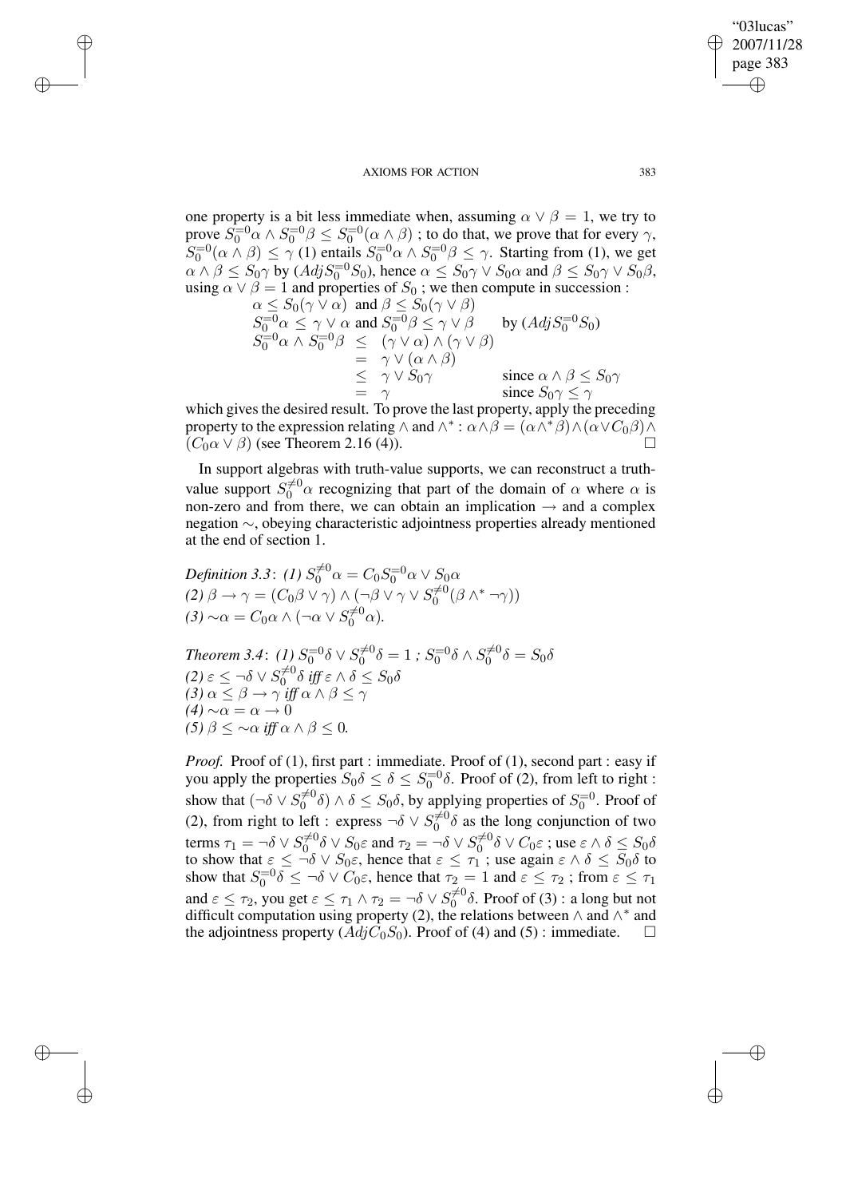one property is a bit less immediate when, assuming $\alpha \vee \beta = 1$, we try to prove $S_0^{=0}\alpha \wedge S_0^{=0}\beta \leq S_0^{=0}(\alpha \wedge \beta)$ ; to do that, we prove that for every $\gamma$, $S_0^{=0}(\alpha \wedge \beta) \leq \gamma$ (1) entails $S_0^{=0}\alpha \wedge S_0^{=0}\beta \leq \gamma$. Starting from (1), we get $\alpha \wedge \beta \leq S_0\gamma$ by $(AdjS_0^{=0}S_0)$, hence $\alpha \leq S_0\gamma \vee S_0\alpha$ and $\beta \leq S_0\gamma \vee S_0\beta$, using $\alpha \vee \beta = 1$ and properties of $S_0$ ; we then compute in succession :

$$
\begin{array}{lll}
\alpha \leq S_0(\gamma \vee \alpha) \text{ and } \beta \leq S_0(\gamma \vee \beta) & & \\
S_0^{=0}\alpha \leq \gamma \vee \alpha \text{ and } S_0^{=0}\beta \leq \gamma \vee \beta & & \text{by } (AdjS_0^{=0}S_0) \\
S_0^{=0}\alpha \wedge S_0^{=0}\beta & \leq (\gamma \vee \alpha) \wedge (\gamma \vee \beta) & \\
& = \gamma \vee (\alpha \wedge \beta) & \\
& \leq \gamma \vee S_0\gamma & \text{since } \alpha \wedge \beta \leq S_0\gamma \\
& = \gamma & \text{since } S_0\gamma \leq \gamma
\end{array}
$$

which gives the desired result. To prove the last property, apply the preceding property to the expression relating $\wedge$ and $\wedge^*$ : $\alpha \wedge \beta = (\alpha \wedge^* \beta) \wedge (\alpha \vee C_0\beta) \wedge (C_0\alpha \vee \beta)$ (see Theorem 2.16 (4)). $\square$

In support algebras with truth-value supports, we can reconstruct a truth-value support $S_0^{\neq 0}\alpha$ recognizing that part of the domain of $\alpha$ where $\alpha$ is non-zero and from there, we can obtain an implication $\rightarrow$ and a complex negation $\sim$, obeying characteristic adjointness properties already mentioned at the end of section 1.

*Definition 3.3*: *(1)* $S_0^{\neq 0}\alpha = C_0S_0^{=0}\alpha \vee S_0\alpha$
*(2)* $\beta \rightarrow \gamma = (C_0\beta \vee \gamma) \wedge (\neg\beta \vee \gamma \vee S_0^{\neq 0}(\beta \wedge^* \neg\gamma))$
*(3)* $\sim\alpha = C_0\alpha \wedge (\neg\alpha \vee S_0^{\neq 0}\alpha)$.

*Theorem 3.4*: *(1)* $S_0^{=0}\delta \vee S_0^{\neq 0}\delta = 1$ *;* $S_0^{=0}\delta \wedge S_0^{\neq 0}\delta = S_0\delta$
*(2)* $\varepsilon \leq \neg\delta \vee S_0^{\neq 0}\delta$ *iff* $\varepsilon \wedge \delta \leq S_0\delta$
*(3)* $\alpha \leq \beta \rightarrow \gamma$ *iff* $\alpha \wedge \beta \leq \gamma$
*(4)* $\sim\alpha = \alpha \rightarrow 0$
*(5)* $\beta \leq \sim\alpha$ *iff* $\alpha \wedge \beta \leq 0$.

*Proof.* Proof of (1), first part : immediate. Proof of (1), second part : easy if you apply the properties $S_0\delta \leq \delta \leq S_0^{=0}\delta$. Proof of (2), from left to right : show that $(\neg\delta \vee S_0^{\neq 0}\delta) \wedge \delta \leq S_0\delta$, by applying properties of $S_0^{=0}$. Proof of (2), from right to left : express $\neg\delta \vee S_0^{\neq 0}\delta$ as the long conjunction of two terms $\tau_1 = \neg\delta \vee S_0^{\neq 0}\delta \vee S_0\varepsilon$ and $\tau_2 = \neg\delta \vee S_0^{\neq 0}\delta \vee C_0\varepsilon$ ; use $\varepsilon \wedge \delta \leq S_0\delta$ to show that $\varepsilon \leq \neg\delta \vee S_0\varepsilon$, hence that $\varepsilon \leq \tau_1$ ; use again $\varepsilon \wedge \delta \leq S_0\delta$ to show that $S_0^{=0}\delta \leq \neg\delta \vee C_0\varepsilon$, hence that $\tau_2 = 1$ and $\varepsilon \leq \tau_2$ ; from $\varepsilon \leq \tau_1$ and $\varepsilon \leq \tau_2$, you get $\varepsilon \leq \tau_1 \wedge \tau_2 = \neg\delta \vee S_0^{\neq 0}\delta$. Proof of (3) : a long but not difficult computation using property (2), the relations between $\wedge$ and $\wedge^*$ and the adjointness property $(AdjC_0S_0)$. Proof of (4) and (5) : immediate. $\square$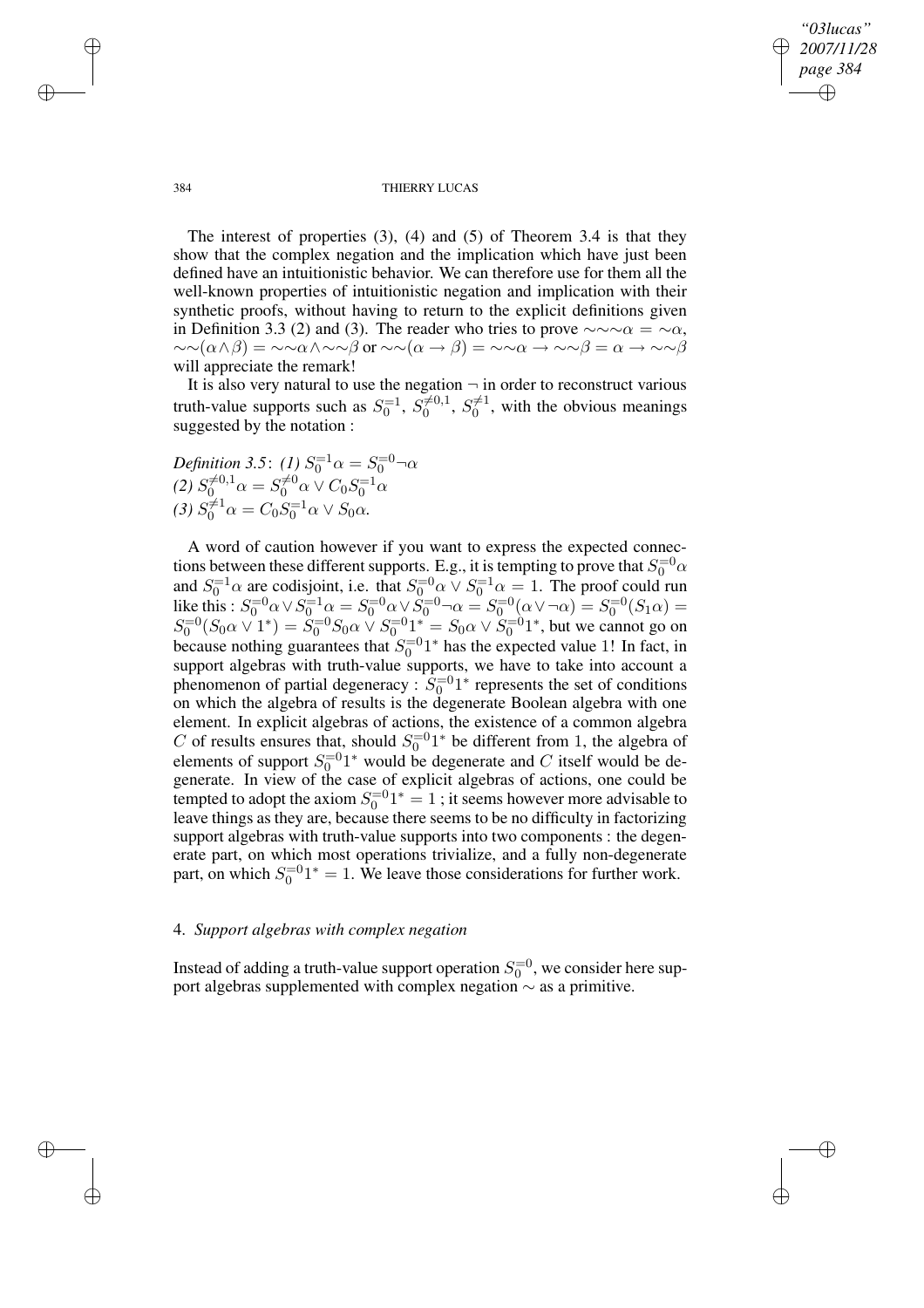The interest of properties (3), (4) and (5) of Theorem 3.4 is that they show that the complex negation and the implication which have just been defined have an intuitionistic behavior. We can therefore use for them all the well-known properties of intuitionistic negation and implication with their synthetic proofs, without having to return to the explicit definitions given in Definition 3.3 (2) and (3). The reader who tries to prove $\sim\sim\sim\alpha = \sim\alpha$, $\sim\sim(\alpha\wedge\beta) = \sim\sim\alpha\wedge\sim\sim\beta$ or $\sim\sim(\alpha \to \beta) = \sim\sim\alpha \to \sim\sim\beta = \alpha \to \sim\sim\beta$ will appreciate the remark!

It is also very natural to use the negation $\neg$ in order to reconstruct various truth-value supports such as $S_0^{=1}$, $S_0^{\neq 0,1}$, $S_0^{\neq 1}$, with the obvious meanings suggested by the notation :

*Definition 3.5*: *(1)* $S_0^{=1}\alpha = S_0^{=0}\neg\alpha$
*(2)* $S_0^{\neq 0,1}\alpha = S_0^{\neq 0}\alpha \vee C_0 S_0^{=1}\alpha$
*(3)* $S_0^{\neq 1}\alpha = C_0 S_0^{=1}\alpha \vee S_0\alpha$.

A word of caution however if you want to express the expected connections between these different supports. E.g., it is tempting to prove that $S_0^{=0}\alpha$ and $S_0^{=1}\alpha$ are codisjoint, i.e. that $S_0^{=0}\alpha \vee S_0^{=1}\alpha = 1$. The proof could run like this : $S_0^{=0}\alpha \vee S_0^{=1}\alpha = S_0^{=0}\alpha \vee S_0^{=0}\neg\alpha = S_0^{=0}(\alpha \vee \neg\alpha) = S_0^{=0}(S_1\alpha) = S_0^{=0}(S_0\alpha \vee 1^*) = S_0^{=0}S_0\alpha \vee S_0^{=0}1^* = S_0\alpha \vee S_0^{=0}1^*$, but we cannot go on because nothing guarantees that $S_0^{=0}1^*$ has the expected value 1! In fact, in support algebras with truth-value supports, we have to take into account a phenomenon of partial degeneracy : $S_0^{=0}1^*$ represents the set of conditions on which the algebra of results is the degenerate Boolean algebra with one element. In explicit algebras of actions, the existence of a common algebra $C$ of results ensures that, should $S_0^{=0}1^*$ be different from 1, the algebra of elements of support $S_0^{=0}1^*$ would be degenerate and $C$ itself would be degenerate. In view of the case of explicit algebras of actions, one could be tempted to adopt the axiom $S_0^{=0}1^* = 1$ ; it seems however more advisable to leave things as they are, because there seems to be no difficulty in factorizing support algebras with truth-value supports into two components : the degenerate part, on which most operations trivialize, and a fully non-degenerate part, on which $S_0^{=0}1^* = 1$. We leave those considerations for further work.

## 4. *Support algebras with complex negation*

Instead of adding a truth-value support operation $S_0^{=0}$, we consider here support algebras supplemented with complex negation $\sim$ as a primitive.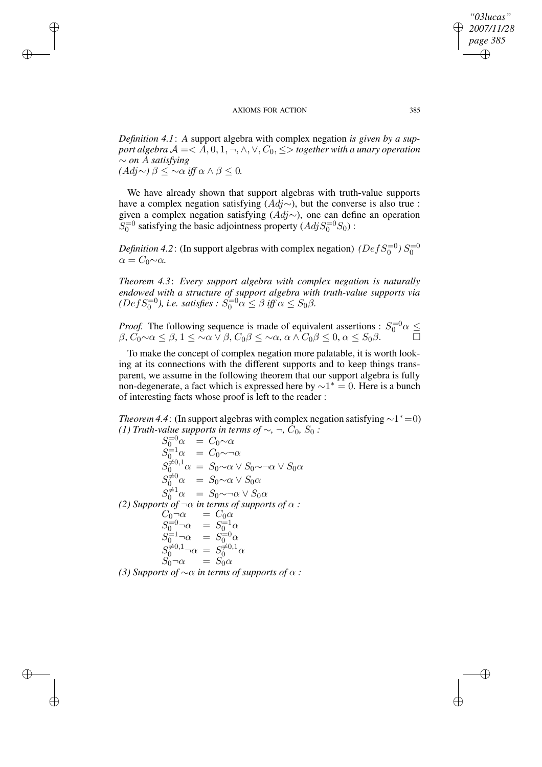*Definition 4.1*: *A* support algebra with complex negation *is given by a support algebra* $\mathcal{A} = < A, 0, 1, \neg, \wedge, \vee, C_0, \leq >$ *together with a unary operation* $\sim$ *on* $A$ *satisfying*
$(Adj\!\sim)$ $\beta \leq \sim\!\alpha$ *iff* $\alpha \wedge \beta \leq 0$.

We have already shown that support algebras with truth-value supports have a complex negation satisfying $(Adj\!\sim)$, but the converse is also true : given a complex negation satisfying $(Adj\!\sim)$, one can define an operation $S_0^{=0}$ satisfying the basic adjointness property $(AdjS_0^{=0}S_0)$ :

*Definition 4.2*: (In support algebras with complex negation) $(DefS_0^{=0})$ $S_0^{=0}\alpha = C_0\!\sim\!\alpha$.

*Theorem 4.3*: *Every support algebra with complex negation is naturally endowed with a structure of support algebra with truth-value supports via* $(DefS_0^{=0})$*, i.e. satisfies :* $S_0^{=0}\alpha \leq \beta$ *iff* $\alpha \leq S_0\beta$.

*Proof.* The following sequence is made of equivalent assertions : $S_0^{=0}\alpha \leq \beta$, $C_0\!\sim\!\alpha \leq \beta$, $1 \leq \sim\!\alpha \vee \beta$, $C_0\beta \leq \sim\!\alpha$, $\alpha \wedge C_0\beta \leq 0$, $\alpha \leq S_0\beta$. □

To make the concept of complex negation more palatable, it is worth looking at its connections with the different supports and to keep things transparent, we assume in the following theorem that our support algebra is fully non-degenerate, a fact which is expressed here by $\sim\!1^* = 0$. Here is a bunch of interesting facts whose proof is left to the reader :

*Theorem 4.4*: (In support algebras with complex negation satisfying $\sim\!1^* = 0$)
*(1) Truth-value supports in terms of* $\sim$, $\neg$, $C_0$, $S_0$ *:*

$$
\begin{aligned}
S_0^{=0}\alpha &= C_0\!\sim\!\alpha \\
S_0^{=1}\alpha &= C_0\!\sim\!\neg\alpha \\
S_0^{\neq 0,1}\alpha &= S_0\!\sim\!\alpha \vee S_0\!\sim\!\neg\alpha \vee S_0\alpha \\
S_0^{\neq 0}\alpha &= S_0\!\sim\!\alpha \vee S_0\alpha \\
S_0^{\neq 1}\alpha &= S_0\!\sim\!\neg\alpha \vee S_0\alpha
\end{aligned}
$$

*(2) Supports of* $\neg\alpha$ *in terms of supports of* $\alpha$ *:*

$$
\begin{aligned}
C_0\neg\alpha &= C_0\alpha \\
S_0^{=0}\neg\alpha &= S_0^{=1}\alpha \\
S_0^{=1}\neg\alpha &= S_0^{=0}\alpha \\
S_0^{\neq 0,1}\neg\alpha &= S_0^{\neq 0,1}\alpha \\
S_0\neg\alpha &= S_0\alpha
\end{aligned}
$$

*(3) Supports of* $\sim\!\alpha$ *in terms of supports of* $\alpha$ *:*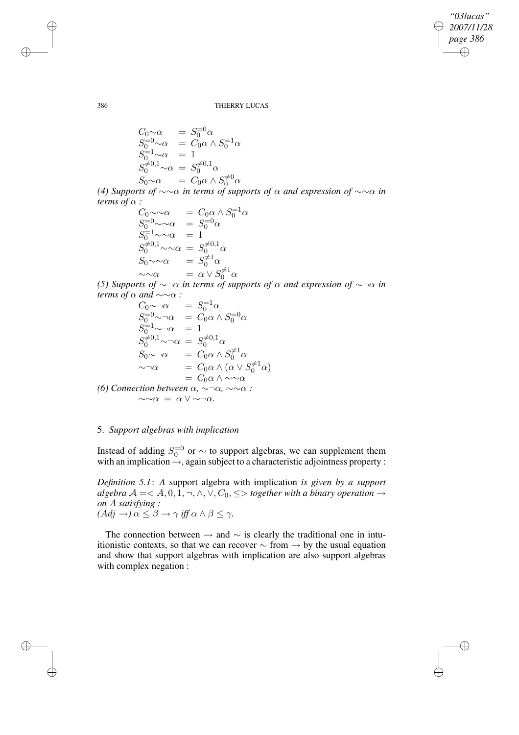$$
\begin{aligned}
C_0{\sim}\alpha \quad &= S_0^{=0}\alpha \\
S_0^{=0}{\sim}\alpha \quad &= C_0\alpha \wedge S_0^{=1}\alpha \\
S_0^{=1}{\sim}\alpha \quad &= 1 \\
S_0^{\neq 0,1}{\sim}\alpha &= S_0^{\neq 0,1}\alpha \\
S_0{\sim}\alpha \quad &= C_0\alpha \wedge S_0^{\neq 0}\alpha
\end{aligned}
$$

*(4) Supports of $\sim\sim\alpha$ in terms of supports of $\alpha$ and expression of $\sim\sim\alpha$ in terms of $\alpha$ :*

$$
\begin{aligned}
C_0{\sim\sim}\alpha \quad &= C_0\alpha \wedge S_0^{=1}\alpha \\
S_0^{=0}{\sim\sim}\alpha \quad &= S_0^{=0}\alpha \\
S_0^{=1}{\sim\sim}\alpha \quad &= 1 \\
S_0^{\neq 0,1}{\sim\sim}\alpha &= S_0^{\neq 0,1}\alpha \\
S_0{\sim\sim}\alpha \quad &= S_0^{\neq 1}\alpha \\
{\sim\sim}\alpha \quad &= \alpha \vee S_0^{\neq 1}\alpha
\end{aligned}
$$

*(5) Supports of $\sim\neg\alpha$ in terms of supports of $\alpha$ and expression of $\sim\neg\alpha$ in terms of $\alpha$ and $\sim\sim\alpha$ :*

$$
\begin{aligned}
C_0{\sim}\neg\alpha \quad &= S_0^{=1}\alpha \\
S_0^{=0}{\sim}\neg\alpha \quad &= C_0\alpha \wedge S_0^{=0}\alpha \\
S_0^{=1}{\sim}\neg\alpha \quad &= 1 \\
S_0^{\neq 0,1}{\sim}\neg\alpha &= S_0^{\neq 0,1}\alpha \\
S_0{\sim}\neg\alpha \quad &= C_0\alpha \wedge S_0^{\neq 1}\alpha \\
{\sim}\neg\alpha \quad &= C_0\alpha \wedge (\alpha \vee S_0^{\neq 1}\alpha) \\
&= C_0\alpha \wedge {\sim\sim}\alpha
\end{aligned}
$$

*(6) Connection between $\alpha$, $\sim\neg\alpha$, $\sim\sim\alpha$ :*

$$
{\sim\sim}\alpha \;=\; \alpha \vee {\sim}\neg\alpha.
$$

## 5. *Support algebras with implication*

Instead of adding $S_0^{=0}$ or $\sim$ to support algebras, we can supplement them with an implication $\rightarrow$, again subject to a characteristic adjointness property :

*Definition 5.1*: *A* support algebra with implication *is given by a support algebra $\mathcal{A} =< A, 0, 1, \neg, \wedge, \vee, C_0, \leq>$ together with a binary operation $\rightarrow$ on $A$ satisfying :*
*$(Adj \rightarrow)$ $\alpha \leq \beta \rightarrow \gamma$ iff $\alpha \wedge \beta \leq \gamma$.*

The connection between $\rightarrow$ and $\sim$ is clearly the traditional one in intuitionistic contexts, so that we can recover $\sim$ from $\rightarrow$ by the usual equation and show that support algebras with implication are also support algebras with complex negation :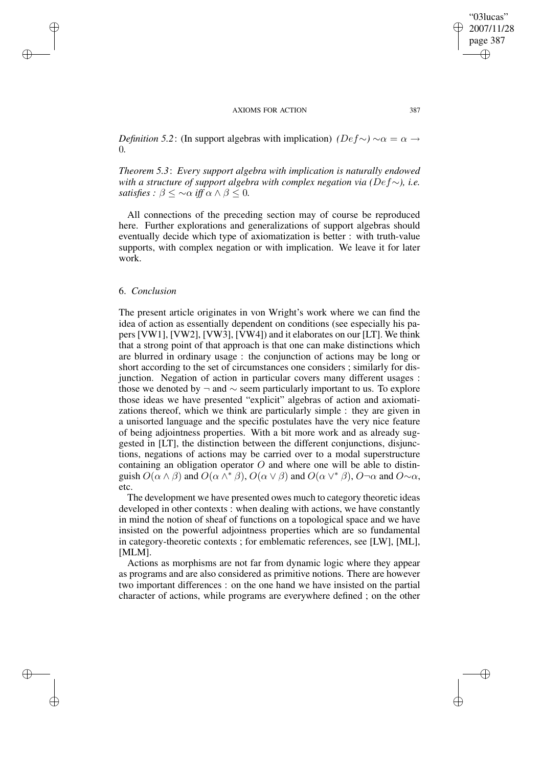*Definition 5.2*: (In support algebras with implication) *($Def{\sim}$)* ${\sim}\alpha = \alpha \rightarrow 0$.

*Theorem 5.3*: *Every support algebra with implication is naturally endowed with a structure of support algebra with complex negation via ($Def{\sim}$), i.e. satisfies : $\beta \leq {\sim}\alpha$ iff $\alpha \wedge \beta \leq 0$.*

All connections of the preceding section may of course be reproduced here. Further explorations and generalizations of support algebras should eventually decide which type of axiomatization is better : with truth-value supports, with complex negation or with implication. We leave it for later work.

## 6. *Conclusion*

The present article originates in von Wright's work where we can find the idea of action as essentially dependent on conditions (see especially his papers [VW1], [VW2], [VW3], [VW4]) and it elaborates on our [LT]. We think that a strong point of that approach is that one can make distinctions which are blurred in ordinary usage : the conjunction of actions may be long or short according to the set of circumstances one considers ; similarly for disjunction. Negation of action in particular covers many different usages : those we denoted by $\neg$ and $\sim$ seem particularly important to us. To explore those ideas we have presented "explicit" algebras of action and axiomatizations thereof, which we think are particularly simple : they are given in a unisorted language and the specific postulates have the very nice feature of being adjointness properties. With a bit more work and as already suggested in [LT], the distinction between the different conjunctions, disjunctions, negations of actions may be carried over to a modal superstructure containing an obligation operator $O$ and where one will be able to distinguish $O(\alpha \wedge \beta)$ and $O(\alpha \wedge^* \beta)$, $O(\alpha \vee \beta)$ and $O(\alpha \vee^* \beta)$, $O\neg\alpha$ and $O{\sim}\alpha$, etc.

The development we have presented owes much to category theoretic ideas developed in other contexts : when dealing with actions, we have constantly in mind the notion of sheaf of functions on a topological space and we have insisted on the powerful adjointness properties which are so fundamental in category-theoretic contexts ; for emblematic references, see [LW], [ML], [MLM].

Actions as morphisms are not far from dynamic logic where they appear as programs and are also considered as primitive notions. There are however two important differences : on the one hand we have insisted on the partial character of actions, while programs are everywhere defined ; on the other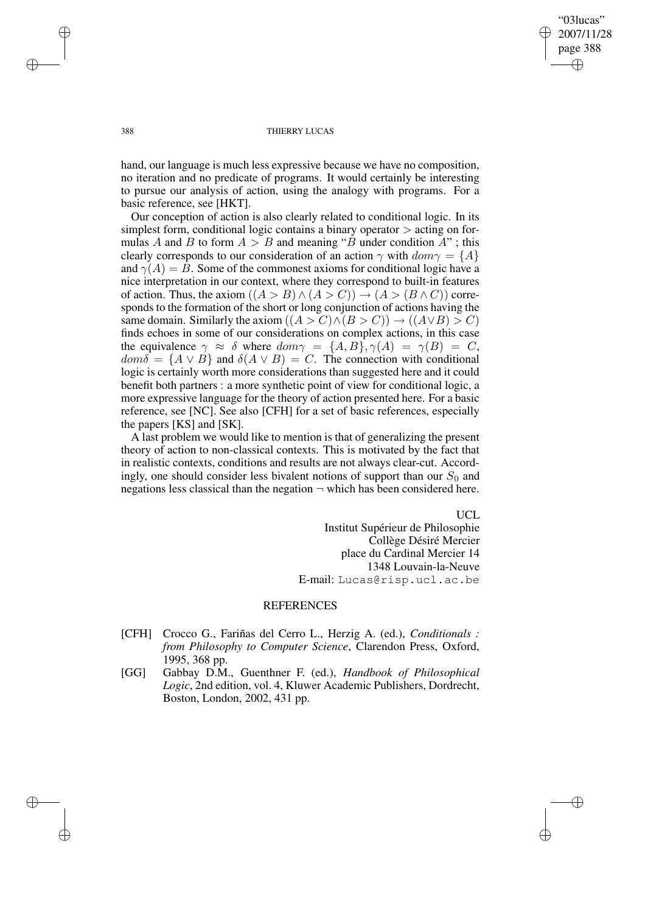hand, our language is much less expressive because we have no composition, no iteration and no predicate of programs. It would certainly be interesting to pursue our analysis of action, using the analogy with programs. For a basic reference, see [HKT].

Our conception of action is also clearly related to conditional logic. In its simplest form, conditional logic contains a binary operator $>$ acting on formulas $A$ and $B$ to form $A > B$ and meaning "$B$ under condition $A$" ; this clearly corresponds to our consideration of an action $\gamma$ with $dom\gamma = \{A\}$ and $\gamma(A) = B$. Some of the commonest axioms for conditional logic have a nice interpretation in our context, where they correspond to built-in features of action. Thus, the axiom $((A > B) \wedge (A > C)) \rightarrow (A > (B \wedge C))$ corresponds to the formation of the short or long conjunction of actions having the same domain. Similarly the axiom $((A > C) \wedge (B > C)) \rightarrow ((A \vee B) > C)$ finds echoes in some of our considerations on complex actions, in this case the equivalence $\gamma \approx \delta$ where $dom\gamma = \{A, B\}, \gamma(A) = \gamma(B) = C$, $dom\delta = \{A \vee B\}$ and $\delta(A \vee B) = C$. The connection with conditional logic is certainly worth more considerations than suggested here and it could benefit both partners : a more synthetic point of view for conditional logic, a more expressive language for the theory of action presented here. For a basic reference, see [NC]. See also [CFH] for a set of basic references, especially the papers [KS] and [SK].

A last problem we would like to mention is that of generalizing the present theory of action to non-classical contexts. This is motivated by the fact that in realistic contexts, conditions and results are not always clear-cut. Accordingly, one should consider less bivalent notions of support than our $S_0$ and negations less classical than the negation $\neg$ which has been considered here.

UCL
Institut Supérieur de Philosophie
Collège Désiré Mercier
place du Cardinal Mercier 14
1348 Louvain-la-Neuve
E-mail: Lucas@risp.ucl.ac.be

## REFERENCES

- [CFH] Crocco G., Fariñas del Cerro L., Herzig A. (ed.), *Conditionals : from Philosophy to Computer Science*, Clarendon Press, Oxford, 1995, 368 pp.
- [GG] Gabbay D.M., Guenthner F. (ed.), *Handbook of Philosophical Logic*, 2nd edition, vol. 4, Kluwer Academic Publishers, Dordrecht, Boston, London, 2002, 431 pp.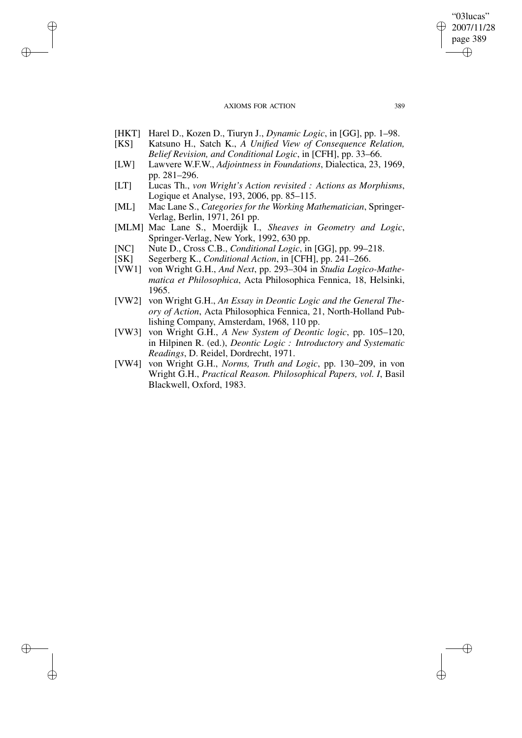- [HKT] Harel D., Kozen D., Tiuryn J., *Dynamic Logic*, in [GG], pp. 1–98.
- [KS] Katsuno H., Satch K., *A Unified View of Consequence Relation, Belief Revision, and Conditional Logic*, in [CFH], pp. 33–66.
- [LW] Lawvere W.F.W., *Adjointness in Foundations*, Dialectica, 23, 1969, pp. 281–296.
- [LT] Lucas Th., *von Wright's Action revisited : Actions as Morphisms*, Logique et Analyse, 193, 2006, pp. 85–115.
- [ML] Mac Lane S., *Categories for the Working Mathematician*, Springer-Verlag, Berlin, 1971, 261 pp.
- [MLM] Mac Lane S., Moerdijk I., *Sheaves in Geometry and Logic*, Springer-Verlag, New York, 1992, 630 pp.
- [NC] Nute D., Cross C.B., *Conditional Logic*, in [GG], pp. 99–218.
- [SK] Segerberg K., *Conditional Action*, in [CFH], pp. 241–266.
- [VW1] von Wright G.H., *And Next*, pp. 293–304 in *Studia Logico-Mathematica et Philosophica*, Acta Philosophica Fennica, 18, Helsinki, 1965.
- [VW2] von Wright G.H., *An Essay in Deontic Logic and the General Theory of Action*, Acta Philosophica Fennica, 21, North-Holland Publishing Company, Amsterdam, 1968, 110 pp.
- [VW3] von Wright G.H., *A New System of Deontic logic*, pp. 105–120, in Hilpinen R. (ed.), *Deontic Logic : Introductory and Systematic Readings*, D. Reidel, Dordrecht, 1971.
- [VW4] von Wright G.H., *Norms, Truth and Logic*, pp. 130–209, in von Wright G.H., *Practical Reason. Philosophical Papers, vol. I*, Basil Blackwell, Oxford, 1983.